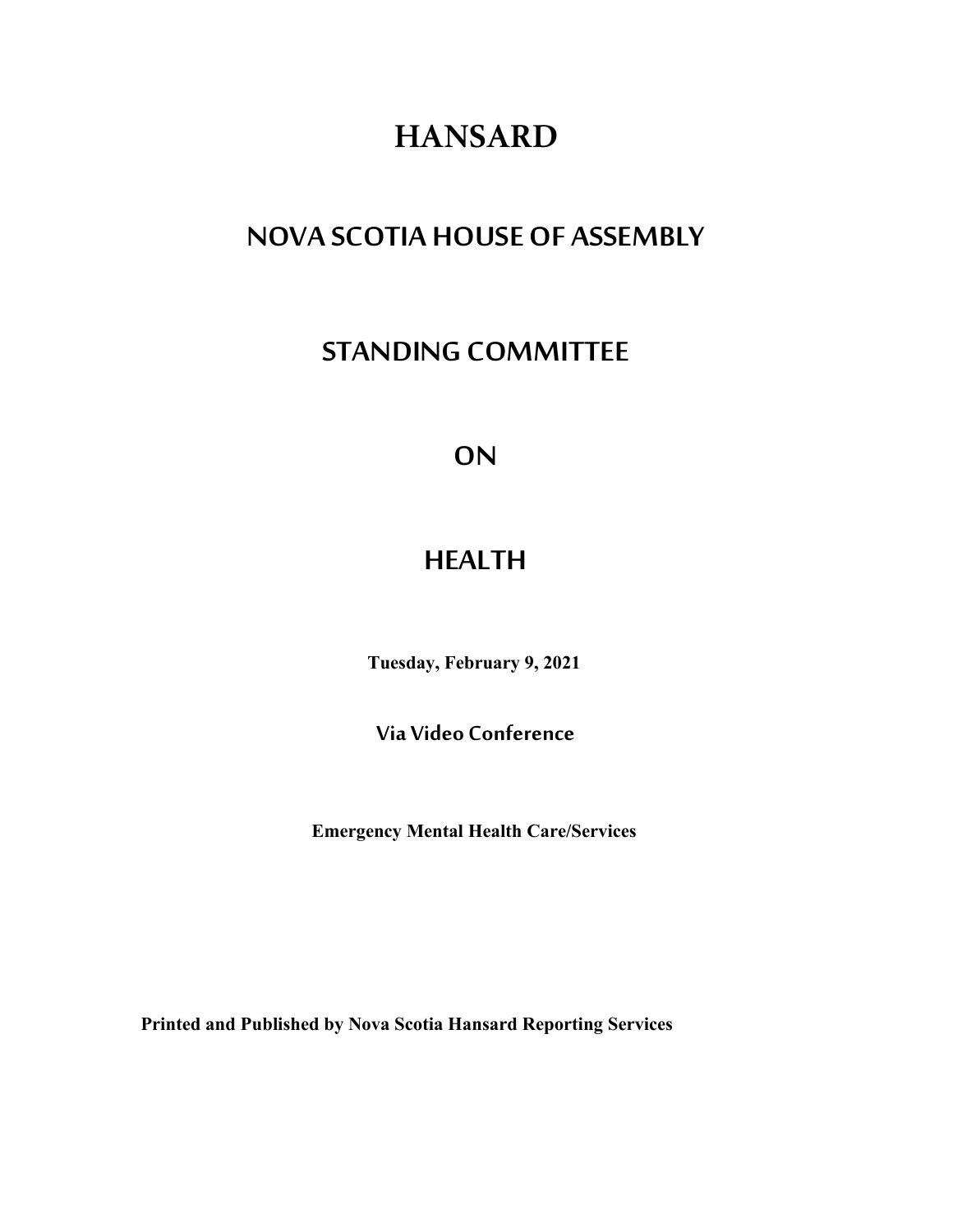# HANSARD

## NOVA SCOTIA HOUSE OF ASSEMBLY

## STANDING COMMITTEE

## ON

## HEALTH

**Tuesday, February 9, 2021**

**Via Video Conference**

**Emergency Mental Health Care/Services**

**Printed and Published by Nova Scotia Hansard Reporting Services**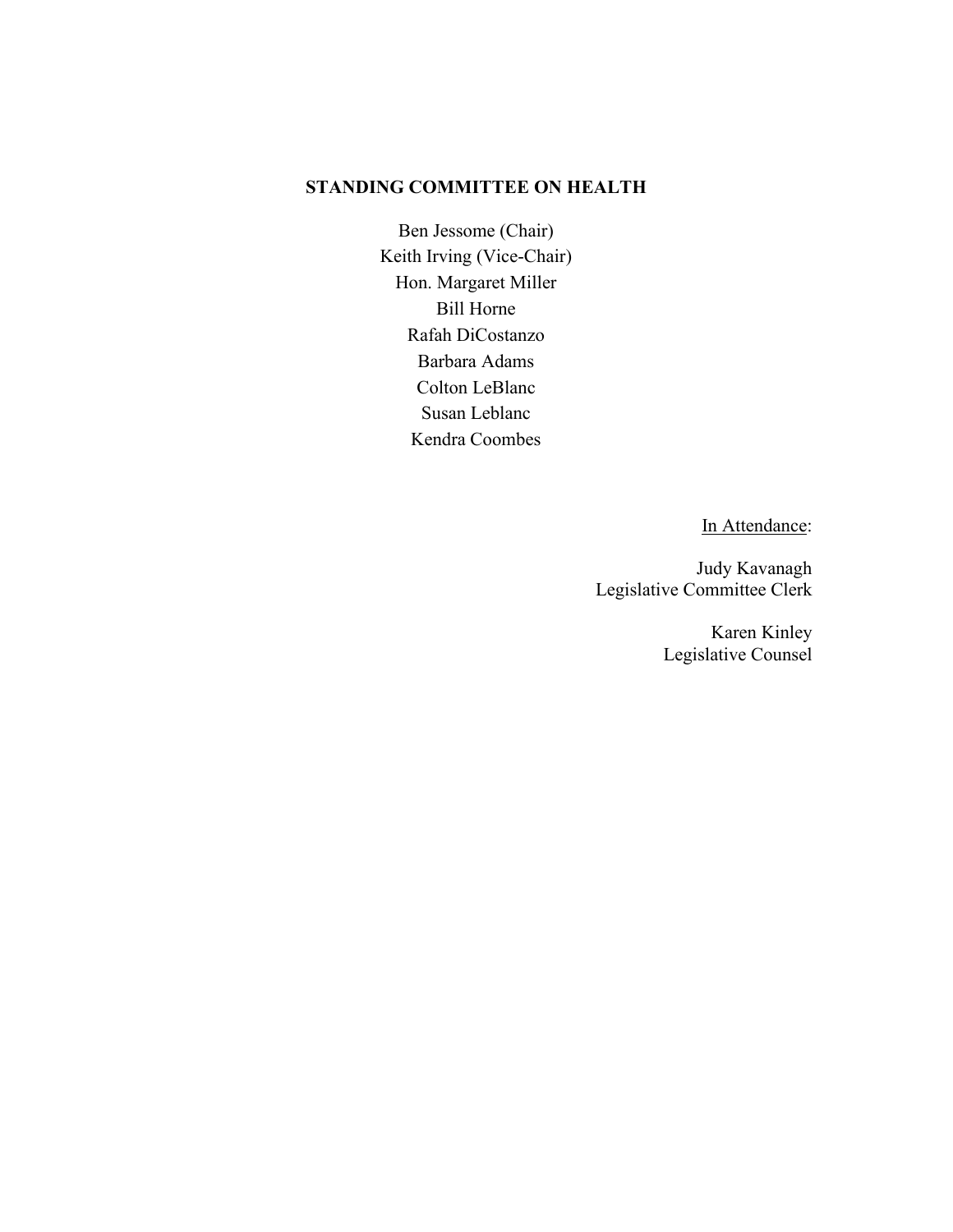**STANDING COMMITTEE ON HEALTH**

Ben Jessome (Chair)
Keith Irving (Vice-Chair)
Hon. Margaret Miller
Bill Horne
Rafah DiCostanzo
Barbara Adams
Colton LeBlanc
Susan Leblanc
Kendra Coombes

In Attendance:

Judy Kavanagh
Legislative Committee Clerk

Karen Kinley
Legislative Counsel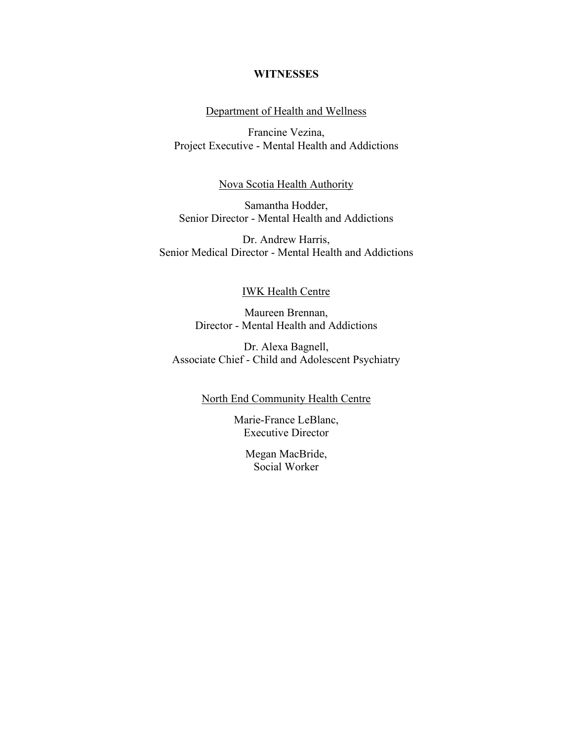## WITNESSES

Department of Health and Wellness

Francine Vezina,
Project Executive - Mental Health and Addictions

Nova Scotia Health Authority

Samantha Hodder,
Senior Director - Mental Health and Addictions

Dr. Andrew Harris,
Senior Medical Director - Mental Health and Addictions

IWK Health Centre

Maureen Brennan,
Director - Mental Health and Addictions

Dr. Alexa Bagnell,
Associate Chief - Child and Adolescent Psychiatry

North End Community Health Centre

Marie-France LeBlanc,
Executive Director

Megan MacBride,
Social Worker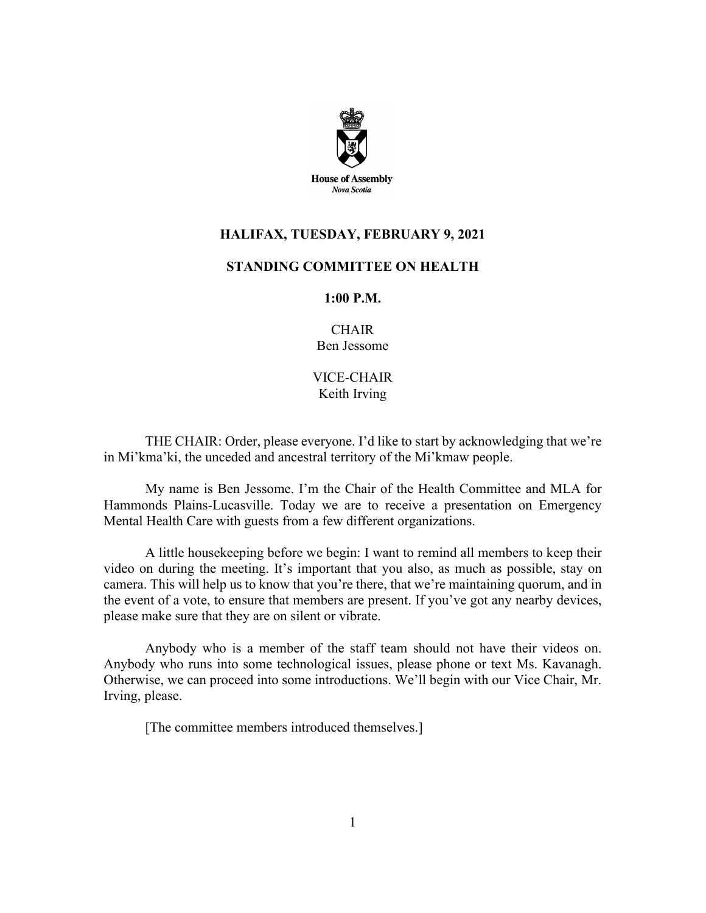House of Assembly
*Nova Scotia*

**HALIFAX, TUESDAY, FEBRUARY 9, 2021**

**STANDING COMMITTEE ON HEALTH**

**1:00 P.M.**

CHAIR
Ben Jessome

VICE-CHAIR
Keith Irving

THE CHAIR: Order, please everyone. I'd like to start by acknowledging that we're in Mi'kma'ki, the unceded and ancestral territory of the Mi'kmaw people.

My name is Ben Jessome. I'm the Chair of the Health Committee and MLA for Hammonds Plains-Lucasville. Today we are to receive a presentation on Emergency Mental Health Care with guests from a few different organizations.

A little housekeeping before we begin: I want to remind all members to keep their video on during the meeting. It's important that you also, as much as possible, stay on camera. This will help us to know that you're there, that we're maintaining quorum, and in the event of a vote, to ensure that members are present. If you've got any nearby devices, please make sure that they are on silent or vibrate.

Anybody who is a member of the staff team should not have their videos on. Anybody who runs into some technological issues, please phone or text Ms. Kavanagh. Otherwise, we can proceed into some introductions. We'll begin with our Vice Chair, Mr. Irving, please.

[The committee members introduced themselves.]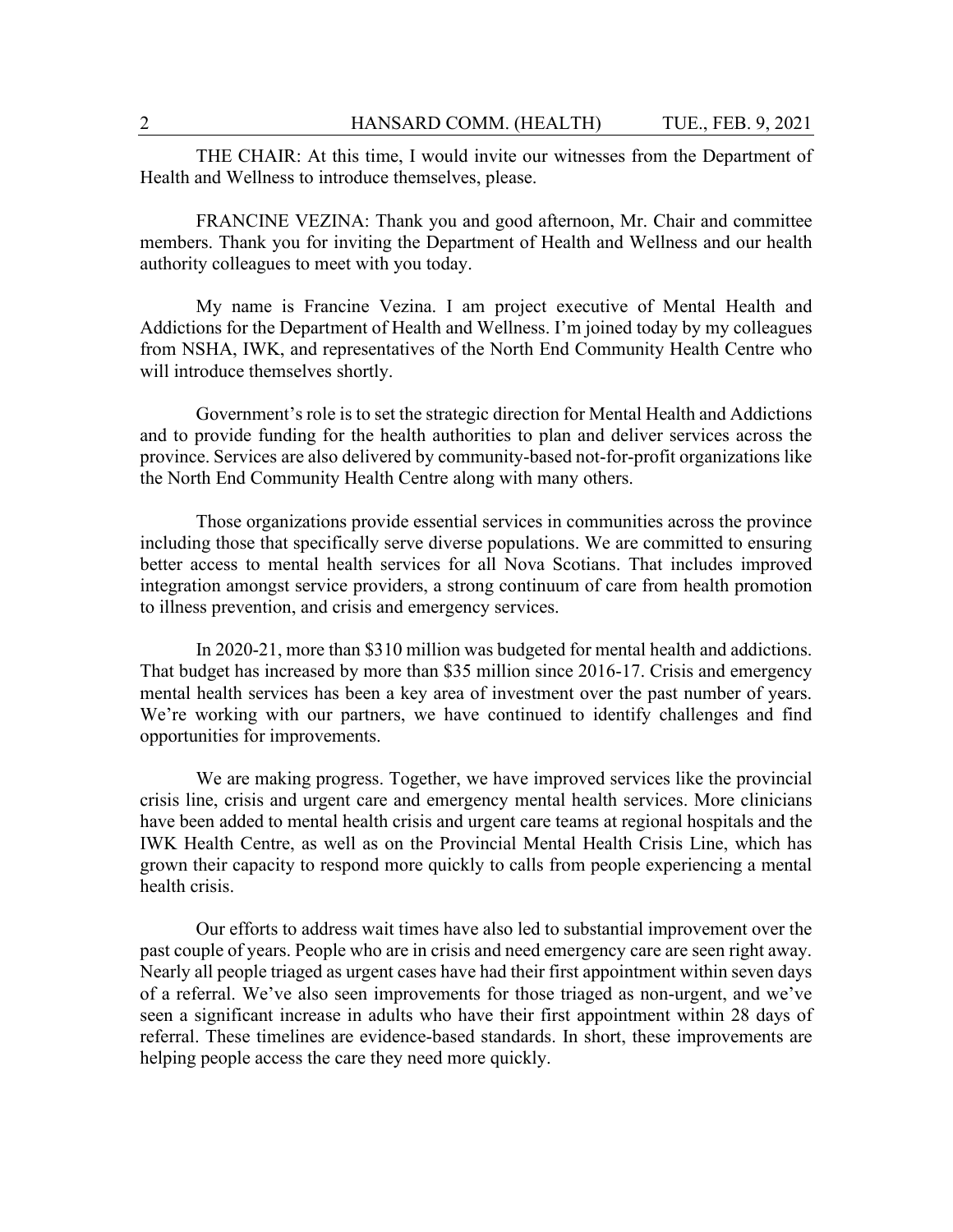THE CHAIR: At this time, I would invite our witnesses from the Department of Health and Wellness to introduce themselves, please.

FRANCINE VEZINA: Thank you and good afternoon, Mr. Chair and committee members. Thank you for inviting the Department of Health and Wellness and our health authority colleagues to meet with you today.

My name is Francine Vezina. I am project executive of Mental Health and Addictions for the Department of Health and Wellness. I'm joined today by my colleagues from NSHA, IWK, and representatives of the North End Community Health Centre who will introduce themselves shortly.

Government's role is to set the strategic direction for Mental Health and Addictions and to provide funding for the health authorities to plan and deliver services across the province. Services are also delivered by community-based not-for-profit organizations like the North End Community Health Centre along with many others.

Those organizations provide essential services in communities across the province including those that specifically serve diverse populations. We are committed to ensuring better access to mental health services for all Nova Scotians. That includes improved integration amongst service providers, a strong continuum of care from health promotion to illness prevention, and crisis and emergency services.

In 2020-21, more than $310 million was budgeted for mental health and addictions. That budget has increased by more than $35 million since 2016-17. Crisis and emergency mental health services has been a key area of investment over the past number of years. We're working with our partners, we have continued to identify challenges and find opportunities for improvements.

We are making progress. Together, we have improved services like the provincial crisis line, crisis and urgent care and emergency mental health services. More clinicians have been added to mental health crisis and urgent care teams at regional hospitals and the IWK Health Centre, as well as on the Provincial Mental Health Crisis Line, which has grown their capacity to respond more quickly to calls from people experiencing a mental health crisis.

Our efforts to address wait times have also led to substantial improvement over the past couple of years. People who are in crisis and need emergency care are seen right away. Nearly all people triaged as urgent cases have had their first appointment within seven days of a referral. We've also seen improvements for those triaged as non-urgent, and we've seen a significant increase in adults who have their first appointment within 28 days of referral. These timelines are evidence-based standards. In short, these improvements are helping people access the care they need more quickly.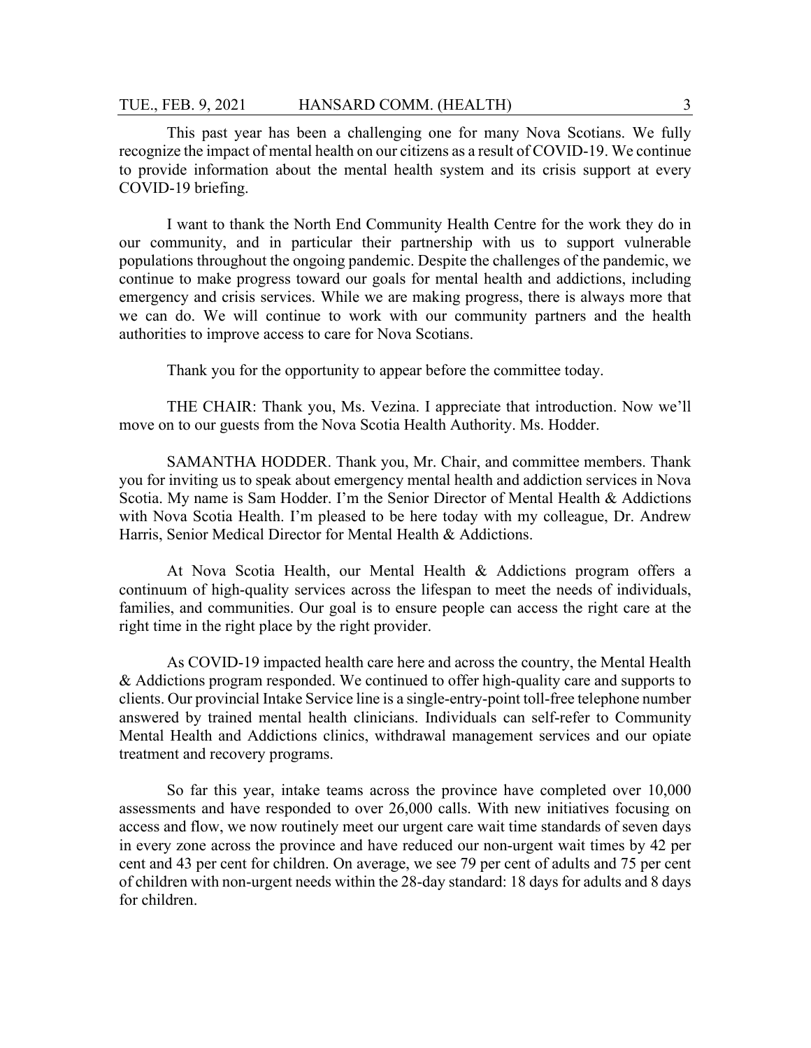This past year has been a challenging one for many Nova Scotians. We fully recognize the impact of mental health on our citizens as a result of COVID-19. We continue to provide information about the mental health system and its crisis support at every COVID-19 briefing.

I want to thank the North End Community Health Centre for the work they do in our community, and in particular their partnership with us to support vulnerable populations throughout the ongoing pandemic. Despite the challenges of the pandemic, we continue to make progress toward our goals for mental health and addictions, including emergency and crisis services. While we are making progress, there is always more that we can do. We will continue to work with our community partners and the health authorities to improve access to care for Nova Scotians.

Thank you for the opportunity to appear before the committee today.

THE CHAIR: Thank you, Ms. Vezina. I appreciate that introduction. Now we'll move on to our guests from the Nova Scotia Health Authority. Ms. Hodder.

SAMANTHA HODDER. Thank you, Mr. Chair, and committee members. Thank you for inviting us to speak about emergency mental health and addiction services in Nova Scotia. My name is Sam Hodder. I'm the Senior Director of Mental Health & Addictions with Nova Scotia Health. I'm pleased to be here today with my colleague, Dr. Andrew Harris, Senior Medical Director for Mental Health & Addictions.

At Nova Scotia Health, our Mental Health & Addictions program offers a continuum of high-quality services across the lifespan to meet the needs of individuals, families, and communities. Our goal is to ensure people can access the right care at the right time in the right place by the right provider.

As COVID-19 impacted health care here and across the country, the Mental Health & Addictions program responded. We continued to offer high-quality care and supports to clients. Our provincial Intake Service line is a single-entry-point toll-free telephone number answered by trained mental health clinicians. Individuals can self-refer to Community Mental Health and Addictions clinics, withdrawal management services and our opiate treatment and recovery programs.

So far this year, intake teams across the province have completed over 10,000 assessments and have responded to over 26,000 calls. With new initiatives focusing on access and flow, we now routinely meet our urgent care wait time standards of seven days in every zone across the province and have reduced our non-urgent wait times by 42 per cent and 43 per cent for children. On average, we see 79 per cent of adults and 75 per cent of children with non-urgent needs within the 28-day standard: 18 days for adults and 8 days for children.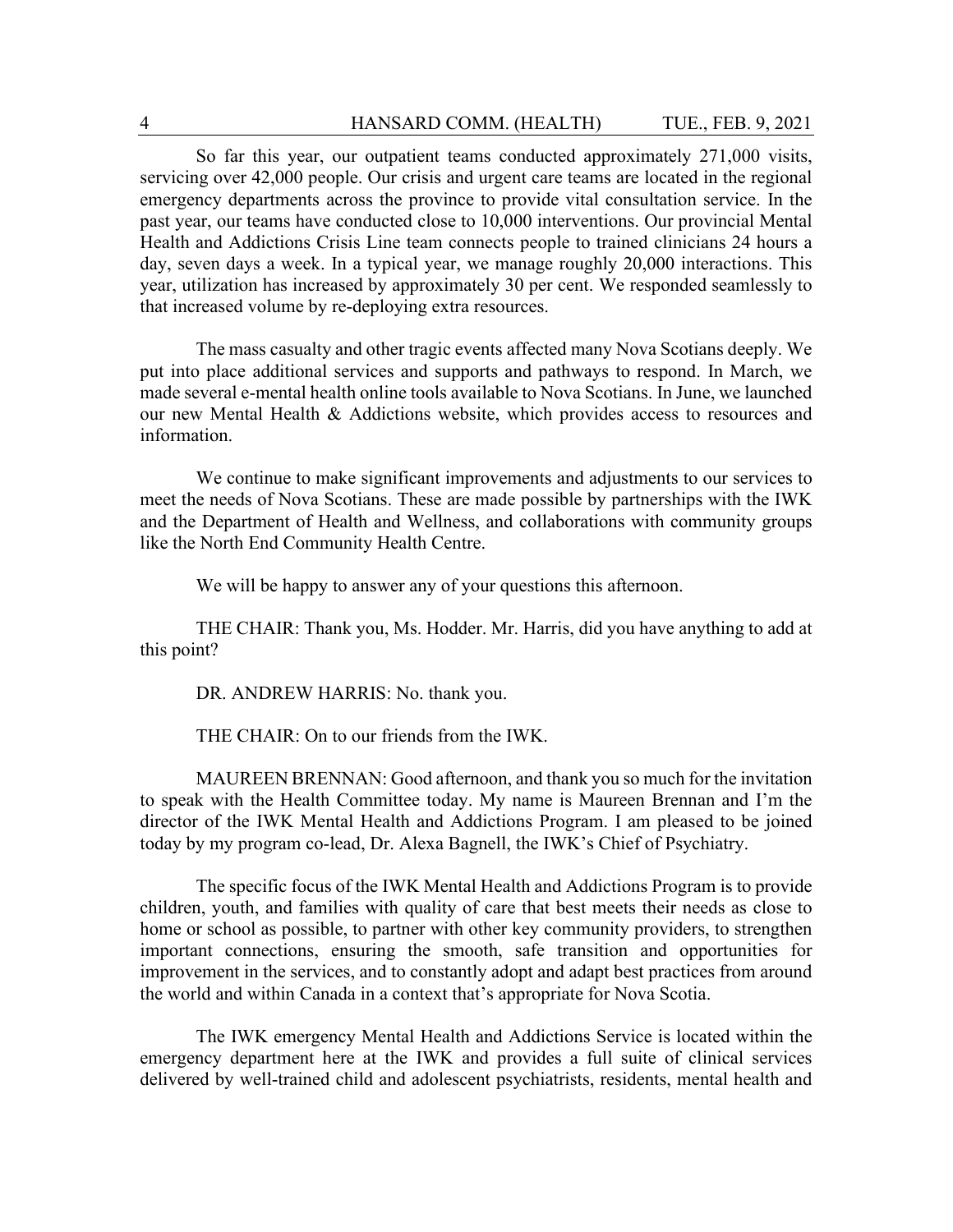So far this year, our outpatient teams conducted approximately 271,000 visits, servicing over 42,000 people. Our crisis and urgent care teams are located in the regional emergency departments across the province to provide vital consultation service. In the past year, our teams have conducted close to 10,000 interventions. Our provincial Mental Health and Addictions Crisis Line team connects people to trained clinicians 24 hours a day, seven days a week. In a typical year, we manage roughly 20,000 interactions. This year, utilization has increased by approximately 30 per cent. We responded seamlessly to that increased volume by re-deploying extra resources.

The mass casualty and other tragic events affected many Nova Scotians deeply. We put into place additional services and supports and pathways to respond. In March, we made several e-mental health online tools available to Nova Scotians. In June, we launched our new Mental Health & Addictions website, which provides access to resources and information.

We continue to make significant improvements and adjustments to our services to meet the needs of Nova Scotians. These are made possible by partnerships with the IWK and the Department of Health and Wellness, and collaborations with community groups like the North End Community Health Centre.

We will be happy to answer any of your questions this afternoon.

THE CHAIR: Thank you, Ms. Hodder. Mr. Harris, did you have anything to add at this point?

DR. ANDREW HARRIS: No. thank you.

THE CHAIR: On to our friends from the IWK.

MAUREEN BRENNAN: Good afternoon, and thank you so much for the invitation to speak with the Health Committee today. My name is Maureen Brennan and I'm the director of the IWK Mental Health and Addictions Program. I am pleased to be joined today by my program co-lead, Dr. Alexa Bagnell, the IWK's Chief of Psychiatry.

The specific focus of the IWK Mental Health and Addictions Program is to provide children, youth, and families with quality of care that best meets their needs as close to home or school as possible, to partner with other key community providers, to strengthen important connections, ensuring the smooth, safe transition and opportunities for improvement in the services, and to constantly adopt and adapt best practices from around the world and within Canada in a context that's appropriate for Nova Scotia.

The IWK emergency Mental Health and Addictions Service is located within the emergency department here at the IWK and provides a full suite of clinical services delivered by well-trained child and adolescent psychiatrists, residents, mental health and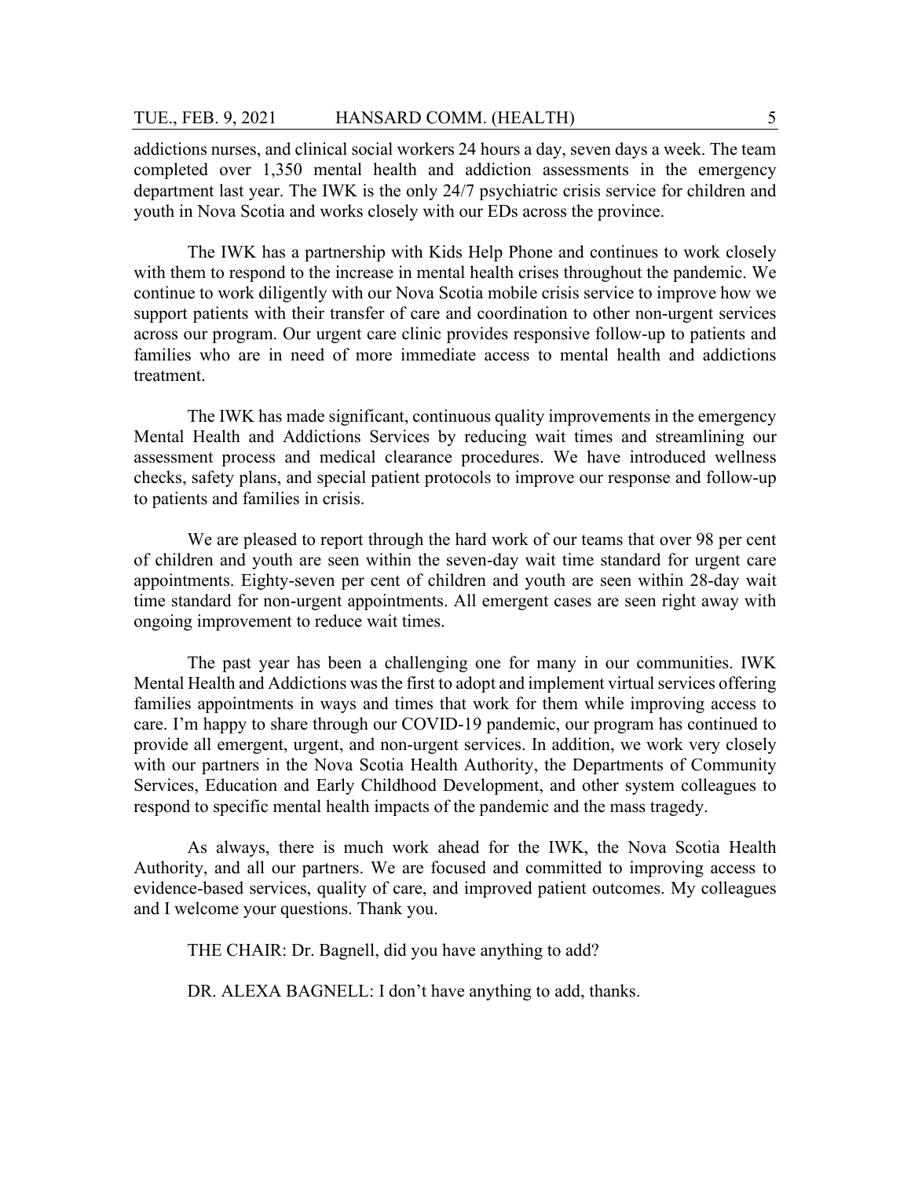addictions nurses, and clinical social workers 24 hours a day, seven days a week. The team completed over 1,350 mental health and addiction assessments in the emergency department last year. The IWK is the only 24/7 psychiatric crisis service for children and youth in Nova Scotia and works closely with our EDs across the province.

The IWK has a partnership with Kids Help Phone and continues to work closely with them to respond to the increase in mental health crises throughout the pandemic. We continue to work diligently with our Nova Scotia mobile crisis service to improve how we support patients with their transfer of care and coordination to other non-urgent services across our program. Our urgent care clinic provides responsive follow-up to patients and families who are in need of more immediate access to mental health and addictions treatment.

The IWK has made significant, continuous quality improvements in the emergency Mental Health and Addictions Services by reducing wait times and streamlining our assessment process and medical clearance procedures. We have introduced wellness checks, safety plans, and special patient protocols to improve our response and follow-up to patients and families in crisis.

We are pleased to report through the hard work of our teams that over 98 per cent of children and youth are seen within the seven-day wait time standard for urgent care appointments. Eighty-seven per cent of children and youth are seen within 28-day wait time standard for non-urgent appointments. All emergent cases are seen right away with ongoing improvement to reduce wait times.

The past year has been a challenging one for many in our communities. IWK Mental Health and Addictions was the first to adopt and implement virtual services offering families appointments in ways and times that work for them while improving access to care. I'm happy to share through our COVID-19 pandemic, our program has continued to provide all emergent, urgent, and non-urgent services. In addition, we work very closely with our partners in the Nova Scotia Health Authority, the Departments of Community Services, Education and Early Childhood Development, and other system colleagues to respond to specific mental health impacts of the pandemic and the mass tragedy.

As always, there is much work ahead for the IWK, the Nova Scotia Health Authority, and all our partners. We are focused and committed to improving access to evidence-based services, quality of care, and improved patient outcomes. My colleagues and I welcome your questions. Thank you.

THE CHAIR: Dr. Bagnell, did you have anything to add?

DR. ALEXA BAGNELL: I don't have anything to add, thanks.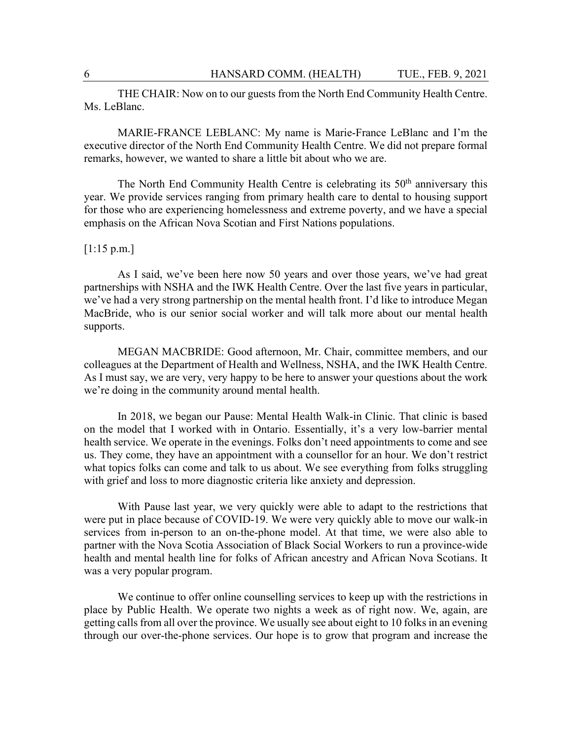THE CHAIR: Now on to our guests from the North End Community Health Centre. Ms. LeBlanc.

MARIE-FRANCE LEBLANC: My name is Marie-France LeBlanc and I'm the executive director of the North End Community Health Centre. We did not prepare formal remarks, however, we wanted to share a little bit about who we are.

The North End Community Health Centre is celebrating its 50th anniversary this year. We provide services ranging from primary health care to dental to housing support for those who are experiencing homelessness and extreme poverty, and we have a special emphasis on the African Nova Scotian and First Nations populations.

[1:15 p.m.]

As I said, we've been here now 50 years and over those years, we've had great partnerships with NSHA and the IWK Health Centre. Over the last five years in particular, we've had a very strong partnership on the mental health front. I'd like to introduce Megan MacBride, who is our senior social worker and will talk more about our mental health supports.

MEGAN MACBRIDE: Good afternoon, Mr. Chair, committee members, and our colleagues at the Department of Health and Wellness, NSHA, and the IWK Health Centre. As I must say, we are very, very happy to be here to answer your questions about the work we're doing in the community around mental health.

In 2018, we began our Pause: Mental Health Walk-in Clinic. That clinic is based on the model that I worked with in Ontario. Essentially, it's a very low-barrier mental health service. We operate in the evenings. Folks don't need appointments to come and see us. They come, they have an appointment with a counsellor for an hour. We don't restrict what topics folks can come and talk to us about. We see everything from folks struggling with grief and loss to more diagnostic criteria like anxiety and depression.

With Pause last year, we very quickly were able to adapt to the restrictions that were put in place because of COVID-19. We were very quickly able to move our walk-in services from in-person to an on-the-phone model. At that time, we were also able to partner with the Nova Scotia Association of Black Social Workers to run a province-wide health and mental health line for folks of African ancestry and African Nova Scotians. It was a very popular program.

We continue to offer online counselling services to keep up with the restrictions in place by Public Health. We operate two nights a week as of right now. We, again, are getting calls from all over the province. We usually see about eight to 10 folks in an evening through our over-the-phone services. Our hope is to grow that program and increase the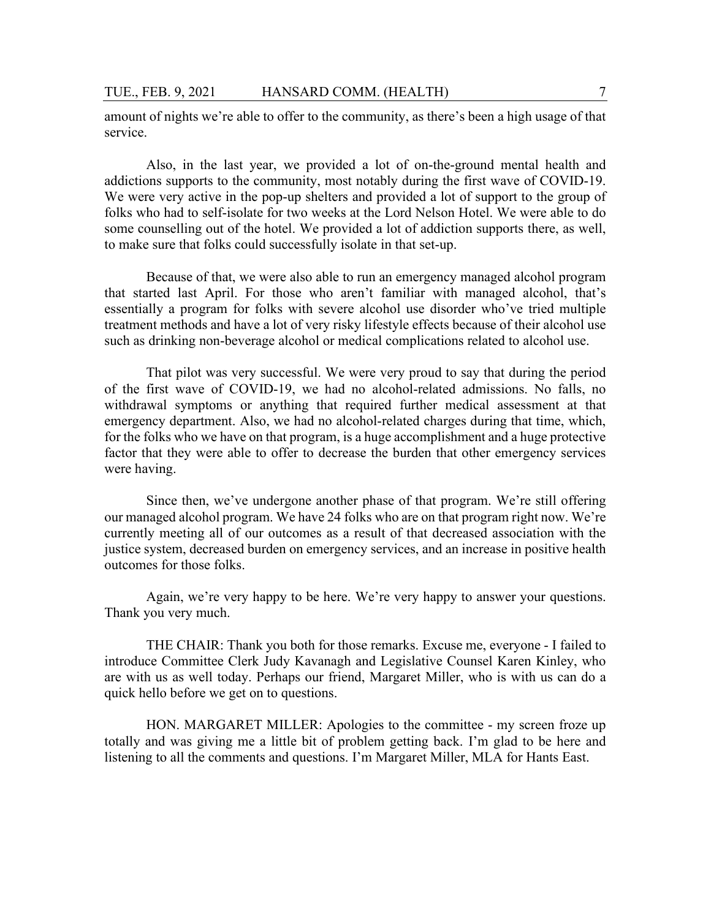amount of nights we're able to offer to the community, as there's been a high usage of that service.

Also, in the last year, we provided a lot of on-the-ground mental health and addictions supports to the community, most notably during the first wave of COVID-19. We were very active in the pop-up shelters and provided a lot of support to the group of folks who had to self-isolate for two weeks at the Lord Nelson Hotel. We were able to do some counselling out of the hotel. We provided a lot of addiction supports there, as well, to make sure that folks could successfully isolate in that set-up.

Because of that, we were also able to run an emergency managed alcohol program that started last April. For those who aren't familiar with managed alcohol, that's essentially a program for folks with severe alcohol use disorder who've tried multiple treatment methods and have a lot of very risky lifestyle effects because of their alcohol use such as drinking non-beverage alcohol or medical complications related to alcohol use.

That pilot was very successful. We were very proud to say that during the period of the first wave of COVID-19, we had no alcohol-related admissions. No falls, no withdrawal symptoms or anything that required further medical assessment at that emergency department. Also, we had no alcohol-related charges during that time, which, for the folks who we have on that program, is a huge accomplishment and a huge protective factor that they were able to offer to decrease the burden that other emergency services were having.

Since then, we've undergone another phase of that program. We're still offering our managed alcohol program. We have 24 folks who are on that program right now. We're currently meeting all of our outcomes as a result of that decreased association with the justice system, decreased burden on emergency services, and an increase in positive health outcomes for those folks.

Again, we're very happy to be here. We're very happy to answer your questions. Thank you very much.

THE CHAIR: Thank you both for those remarks. Excuse me, everyone - I failed to introduce Committee Clerk Judy Kavanagh and Legislative Counsel Karen Kinley, who are with us as well today. Perhaps our friend, Margaret Miller, who is with us can do a quick hello before we get on to questions.

HON. MARGARET MILLER: Apologies to the committee - my screen froze up totally and was giving me a little bit of problem getting back. I'm glad to be here and listening to all the comments and questions. I'm Margaret Miller, MLA for Hants East.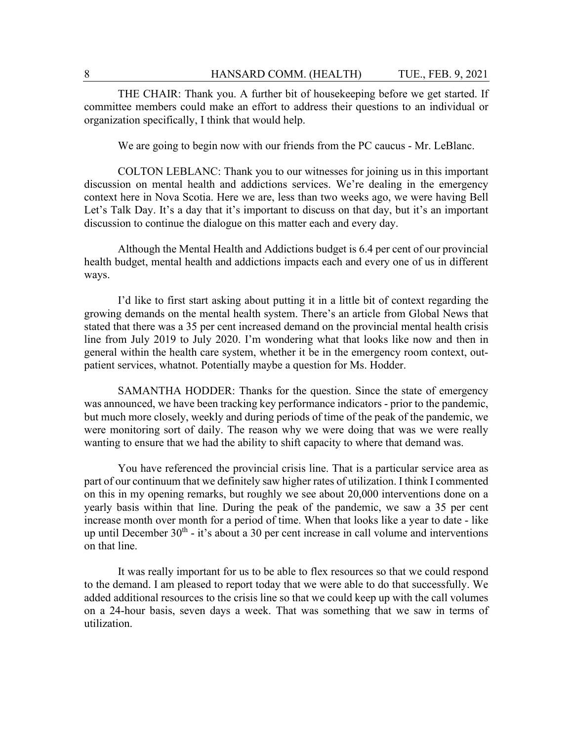THE CHAIR: Thank you. A further bit of housekeeping before we get started. If committee members could make an effort to address their questions to an individual or organization specifically, I think that would help.

We are going to begin now with our friends from the PC caucus - Mr. LeBlanc.

COLTON LEBLANC: Thank you to our witnesses for joining us in this important discussion on mental health and addictions services. We're dealing in the emergency context here in Nova Scotia. Here we are, less than two weeks ago, we were having Bell Let's Talk Day. It's a day that it's important to discuss on that day, but it's an important discussion to continue the dialogue on this matter each and every day.

Although the Mental Health and Addictions budget is 6.4 per cent of our provincial health budget, mental health and addictions impacts each and every one of us in different ways.

I'd like to first start asking about putting it in a little bit of context regarding the growing demands on the mental health system. There's an article from Global News that stated that there was a 35 per cent increased demand on the provincial mental health crisis line from July 2019 to July 2020. I'm wondering what that looks like now and then in general within the health care system, whether it be in the emergency room context, out-patient services, whatnot. Potentially maybe a question for Ms. Hodder.

SAMANTHA HODDER: Thanks for the question. Since the state of emergency was announced, we have been tracking key performance indicators - prior to the pandemic, but much more closely, weekly and during periods of time of the peak of the pandemic, we were monitoring sort of daily. The reason why we were doing that was we were really wanting to ensure that we had the ability to shift capacity to where that demand was.

You have referenced the provincial crisis line. That is a particular service area as part of our continuum that we definitely saw higher rates of utilization. I think I commented on this in my opening remarks, but roughly we see about 20,000 interventions done on a yearly basis within that line. During the peak of the pandemic, we saw a 35 per cent increase month over month for a period of time. When that looks like a year to date - like up until December 30th - it's about a 30 per cent increase in call volume and interventions on that line.

It was really important for us to be able to flex resources so that we could respond to the demand. I am pleased to report today that we were able to do that successfully. We added additional resources to the crisis line so that we could keep up with the call volumes on a 24-hour basis, seven days a week. That was something that we saw in terms of utilization.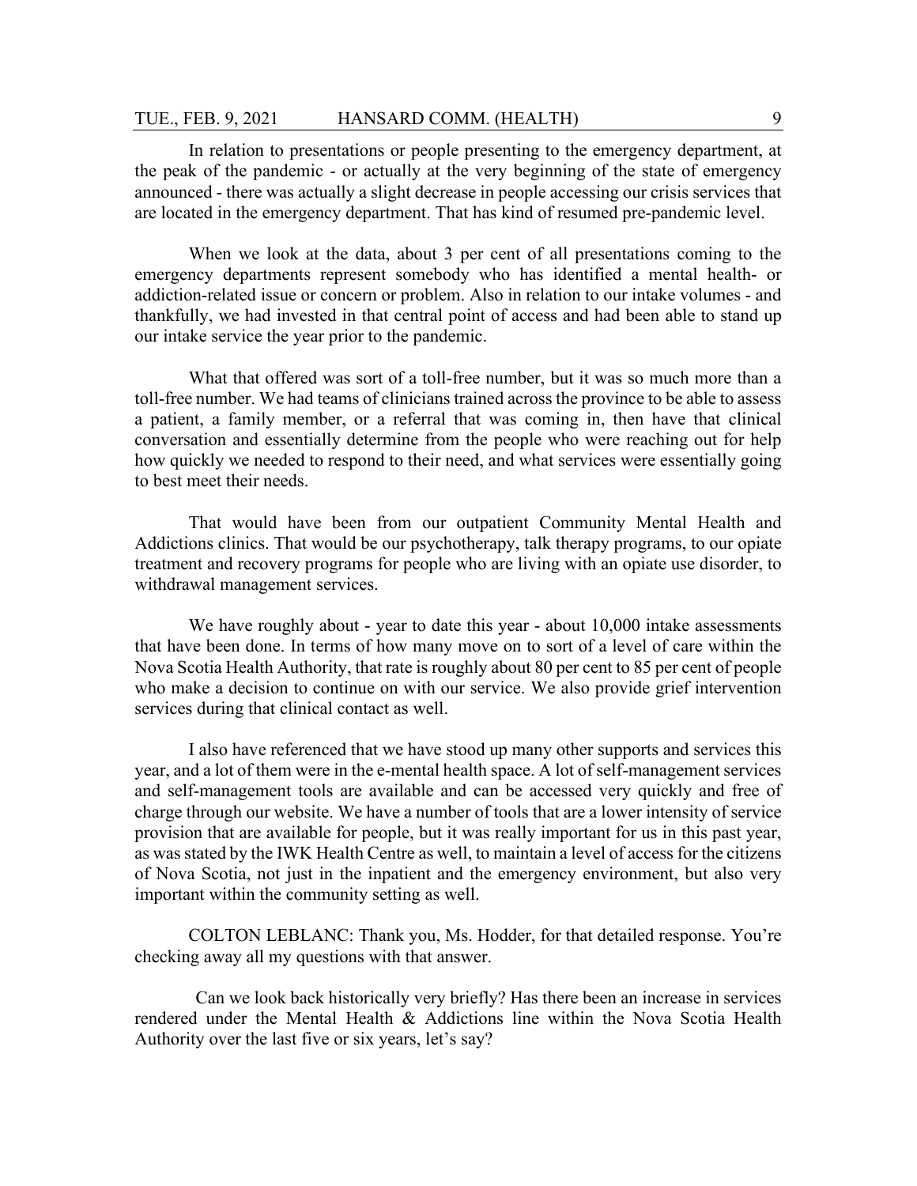In relation to presentations or people presenting to the emergency department, at the peak of the pandemic - or actually at the very beginning of the state of emergency announced - there was actually a slight decrease in people accessing our crisis services that are located in the emergency department. That has kind of resumed pre-pandemic level.

When we look at the data, about 3 per cent of all presentations coming to the emergency departments represent somebody who has identified a mental health- or addiction-related issue or concern or problem. Also in relation to our intake volumes - and thankfully, we had invested in that central point of access and had been able to stand up our intake service the year prior to the pandemic.

What that offered was sort of a toll-free number, but it was so much more than a toll-free number. We had teams of clinicians trained across the province to be able to assess a patient, a family member, or a referral that was coming in, then have that clinical conversation and essentially determine from the people who were reaching out for help how quickly we needed to respond to their need, and what services were essentially going to best meet their needs.

That would have been from our outpatient Community Mental Health and Addictions clinics. That would be our psychotherapy, talk therapy programs, to our opiate treatment and recovery programs for people who are living with an opiate use disorder, to withdrawal management services.

We have roughly about - year to date this year - about 10,000 intake assessments that have been done. In terms of how many move on to sort of a level of care within the Nova Scotia Health Authority, that rate is roughly about 80 per cent to 85 per cent of people who make a decision to continue on with our service. We also provide grief intervention services during that clinical contact as well.

I also have referenced that we have stood up many other supports and services this year, and a lot of them were in the e-mental health space. A lot of self-management services and self-management tools are available and can be accessed very quickly and free of charge through our website. We have a number of tools that are a lower intensity of service provision that are available for people, but it was really important for us in this past year, as was stated by the IWK Health Centre as well, to maintain a level of access for the citizens of Nova Scotia, not just in the inpatient and the emergency environment, but also very important within the community setting as well.

COLTON LEBLANC: Thank you, Ms. Hodder, for that detailed response. You're checking away all my questions with that answer.

Can we look back historically very briefly? Has there been an increase in services rendered under the Mental Health & Addictions line within the Nova Scotia Health Authority over the last five or six years, let's say?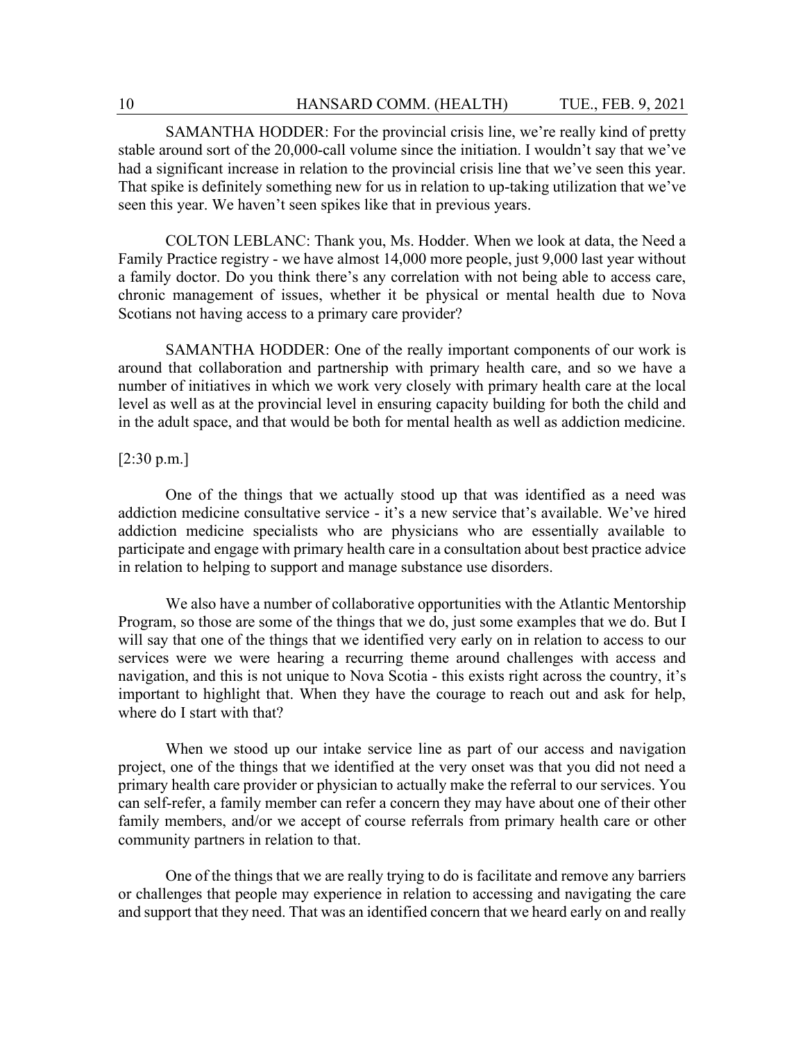SAMANTHA HODDER: For the provincial crisis line, we're really kind of pretty stable around sort of the 20,000-call volume since the initiation. I wouldn't say that we've had a significant increase in relation to the provincial crisis line that we've seen this year. That spike is definitely something new for us in relation to up-taking utilization that we've seen this year. We haven't seen spikes like that in previous years.

COLTON LEBLANC: Thank you, Ms. Hodder. When we look at data, the Need a Family Practice registry - we have almost 14,000 more people, just 9,000 last year without a family doctor. Do you think there's any correlation with not being able to access care, chronic management of issues, whether it be physical or mental health due to Nova Scotians not having access to a primary care provider?

SAMANTHA HODDER: One of the really important components of our work is around that collaboration and partnership with primary health care, and so we have a number of initiatives in which we work very closely with primary health care at the local level as well as at the provincial level in ensuring capacity building for both the child and in the adult space, and that would be both for mental health as well as addiction medicine.

[2:30 p.m.]

One of the things that we actually stood up that was identified as a need was addiction medicine consultative service - it's a new service that's available. We've hired addiction medicine specialists who are physicians who are essentially available to participate and engage with primary health care in a consultation about best practice advice in relation to helping to support and manage substance use disorders.

We also have a number of collaborative opportunities with the Atlantic Mentorship Program, so those are some of the things that we do, just some examples that we do. But I will say that one of the things that we identified very early on in relation to access to our services were we were hearing a recurring theme around challenges with access and navigation, and this is not unique to Nova Scotia - this exists right across the country, it's important to highlight that. When they have the courage to reach out and ask for help, where do I start with that?

When we stood up our intake service line as part of our access and navigation project, one of the things that we identified at the very onset was that you did not need a primary health care provider or physician to actually make the referral to our services. You can self-refer, a family member can refer a concern they may have about one of their other family members, and/or we accept of course referrals from primary health care or other community partners in relation to that.

One of the things that we are really trying to do is facilitate and remove any barriers or challenges that people may experience in relation to accessing and navigating the care and support that they need. That was an identified concern that we heard early on and really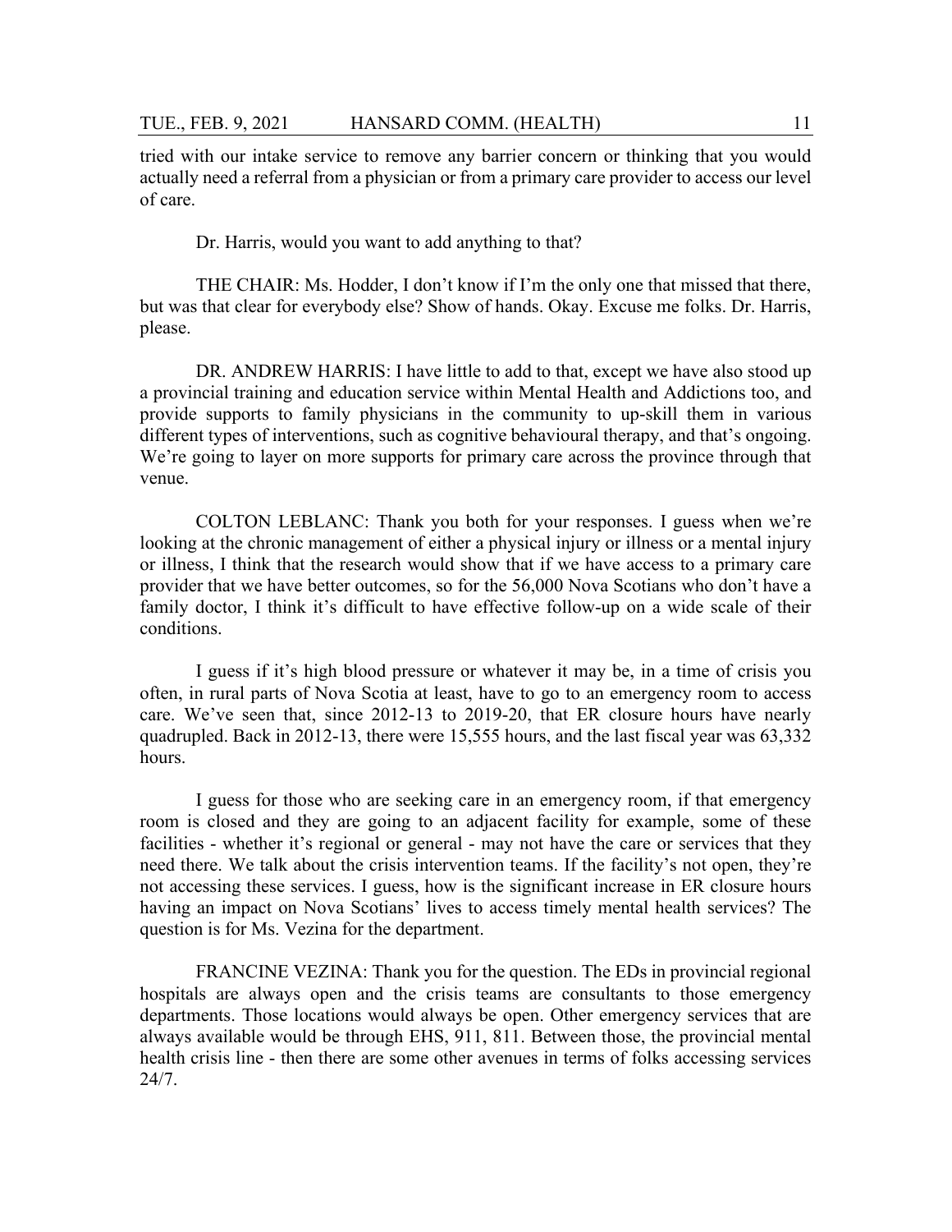tried with our intake service to remove any barrier concern or thinking that you would actually need a referral from a physician or from a primary care provider to access our level of care.

Dr. Harris, would you want to add anything to that?

THE CHAIR: Ms. Hodder, I don't know if I'm the only one that missed that there, but was that clear for everybody else? Show of hands. Okay. Excuse me folks. Dr. Harris, please.

DR. ANDREW HARRIS: I have little to add to that, except we have also stood up a provincial training and education service within Mental Health and Addictions too, and provide supports to family physicians in the community to up-skill them in various different types of interventions, such as cognitive behavioural therapy, and that's ongoing. We're going to layer on more supports for primary care across the province through that venue.

COLTON LEBLANC: Thank you both for your responses. I guess when we're looking at the chronic management of either a physical injury or illness or a mental injury or illness, I think that the research would show that if we have access to a primary care provider that we have better outcomes, so for the 56,000 Nova Scotians who don't have a family doctor, I think it's difficult to have effective follow-up on a wide scale of their conditions.

I guess if it's high blood pressure or whatever it may be, in a time of crisis you often, in rural parts of Nova Scotia at least, have to go to an emergency room to access care. We've seen that, since 2012-13 to 2019-20, that ER closure hours have nearly quadrupled. Back in 2012-13, there were 15,555 hours, and the last fiscal year was 63,332 hours.

I guess for those who are seeking care in an emergency room, if that emergency room is closed and they are going to an adjacent facility for example, some of these facilities - whether it's regional or general - may not have the care or services that they need there. We talk about the crisis intervention teams. If the facility's not open, they're not accessing these services. I guess, how is the significant increase in ER closure hours having an impact on Nova Scotians' lives to access timely mental health services? The question is for Ms. Vezina for the department.

FRANCINE VEZINA: Thank you for the question. The EDs in provincial regional hospitals are always open and the crisis teams are consultants to those emergency departments. Those locations would always be open. Other emergency services that are always available would be through EHS, 911, 811. Between those, the provincial mental health crisis line - then there are some other avenues in terms of folks accessing services 24/7.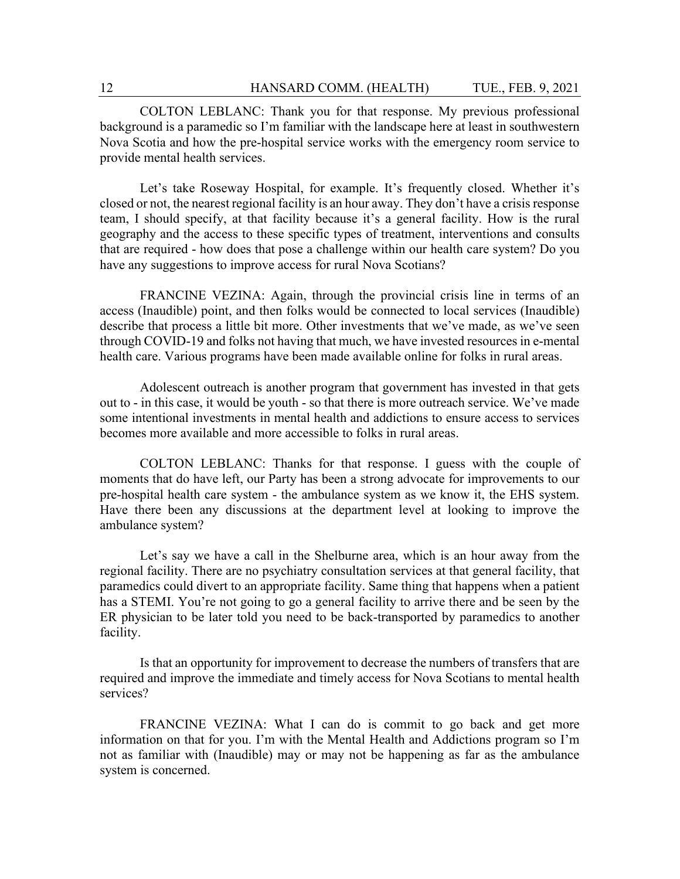COLTON LEBLANC: Thank you for that response. My previous professional background is a paramedic so I'm familiar with the landscape here at least in southwestern Nova Scotia and how the pre-hospital service works with the emergency room service to provide mental health services.

Let's take Roseway Hospital, for example. It's frequently closed. Whether it's closed or not, the nearest regional facility is an hour away. They don't have a crisis response team, I should specify, at that facility because it's a general facility. How is the rural geography and the access to these specific types of treatment, interventions and consults that are required - how does that pose a challenge within our health care system? Do you have any suggestions to improve access for rural Nova Scotians?

FRANCINE VEZINA: Again, through the provincial crisis line in terms of an access (Inaudible) point, and then folks would be connected to local services (Inaudible) describe that process a little bit more. Other investments that we've made, as we've seen through COVID-19 and folks not having that much, we have invested resources in e-mental health care. Various programs have been made available online for folks in rural areas.

Adolescent outreach is another program that government has invested in that gets out to - in this case, it would be youth - so that there is more outreach service. We've made some intentional investments in mental health and addictions to ensure access to services becomes more available and more accessible to folks in rural areas.

COLTON LEBLANC: Thanks for that response. I guess with the couple of moments that do have left, our Party has been a strong advocate for improvements to our pre-hospital health care system - the ambulance system as we know it, the EHS system. Have there been any discussions at the department level at looking to improve the ambulance system?

Let's say we have a call in the Shelburne area, which is an hour away from the regional facility. There are no psychiatry consultation services at that general facility, that paramedics could divert to an appropriate facility. Same thing that happens when a patient has a STEMI. You're not going to go a general facility to arrive there and be seen by the ER physician to be later told you need to be back-transported by paramedics to another facility.

Is that an opportunity for improvement to decrease the numbers of transfers that are required and improve the immediate and timely access for Nova Scotians to mental health services?

FRANCINE VEZINA: What I can do is commit to go back and get more information on that for you. I'm with the Mental Health and Addictions program so I'm not as familiar with (Inaudible) may or may not be happening as far as the ambulance system is concerned.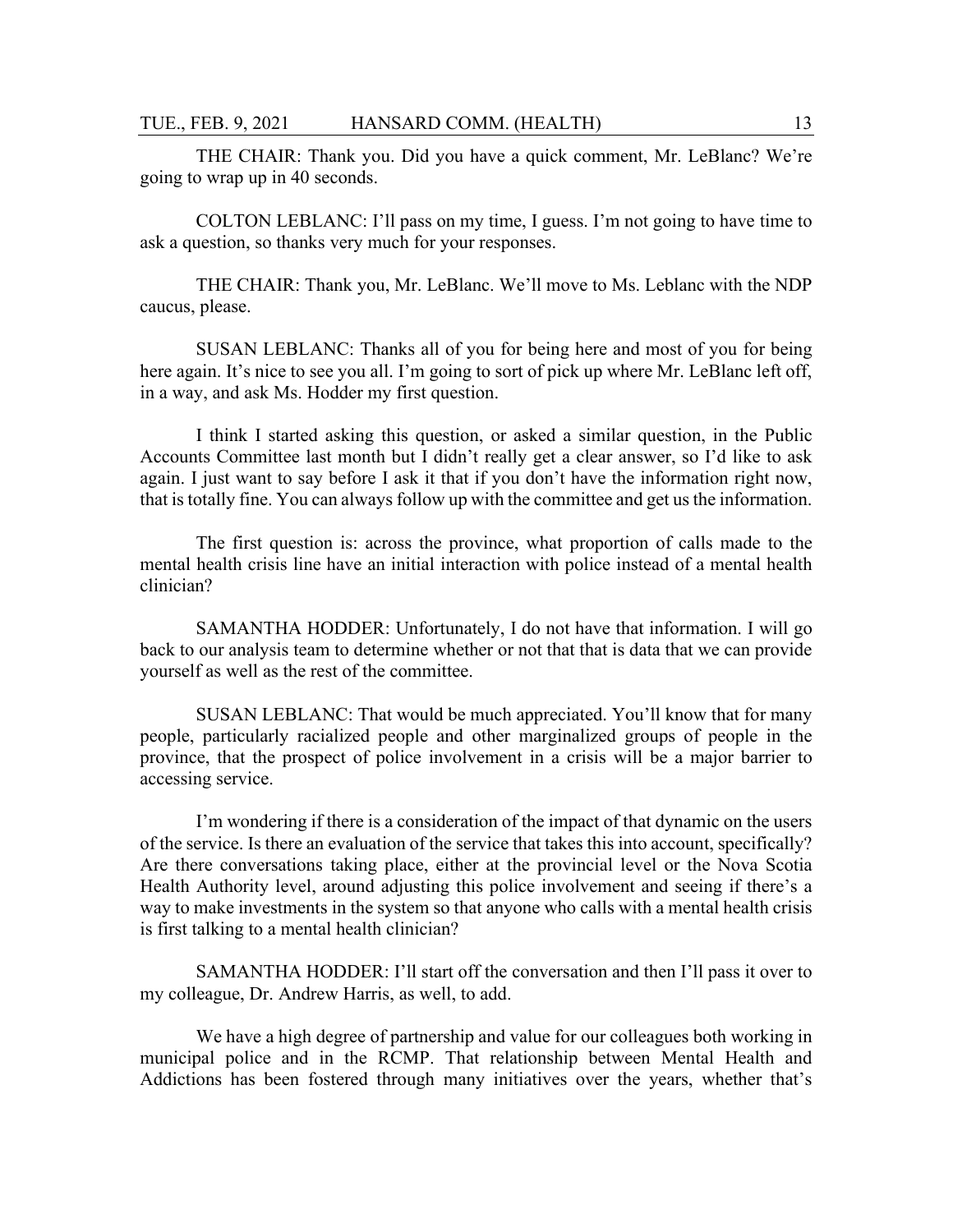THE CHAIR: Thank you. Did you have a quick comment, Mr. LeBlanc? We're going to wrap up in 40 seconds.

COLTON LEBLANC: I'll pass on my time, I guess. I'm not going to have time to ask a question, so thanks very much for your responses.

THE CHAIR: Thank you, Mr. LeBlanc. We'll move to Ms. Leblanc with the NDP caucus, please.

SUSAN LEBLANC: Thanks all of you for being here and most of you for being here again. It's nice to see you all. I'm going to sort of pick up where Mr. LeBlanc left off, in a way, and ask Ms. Hodder my first question.

I think I started asking this question, or asked a similar question, in the Public Accounts Committee last month but I didn't really get a clear answer, so I'd like to ask again. I just want to say before I ask it that if you don't have the information right now, that is totally fine. You can always follow up with the committee and get us the information.

The first question is: across the province, what proportion of calls made to the mental health crisis line have an initial interaction with police instead of a mental health clinician?

SAMANTHA HODDER: Unfortunately, I do not have that information. I will go back to our analysis team to determine whether or not that that is data that we can provide yourself as well as the rest of the committee.

SUSAN LEBLANC: That would be much appreciated. You'll know that for many people, particularly racialized people and other marginalized groups of people in the province, that the prospect of police involvement in a crisis will be a major barrier to accessing service.

I'm wondering if there is a consideration of the impact of that dynamic on the users of the service. Is there an evaluation of the service that takes this into account, specifically? Are there conversations taking place, either at the provincial level or the Nova Scotia Health Authority level, around adjusting this police involvement and seeing if there's a way to make investments in the system so that anyone who calls with a mental health crisis is first talking to a mental health clinician?

SAMANTHA HODDER: I'll start off the conversation and then I'll pass it over to my colleague, Dr. Andrew Harris, as well, to add.

We have a high degree of partnership and value for our colleagues both working in municipal police and in the RCMP. That relationship between Mental Health and Addictions has been fostered through many initiatives over the years, whether that's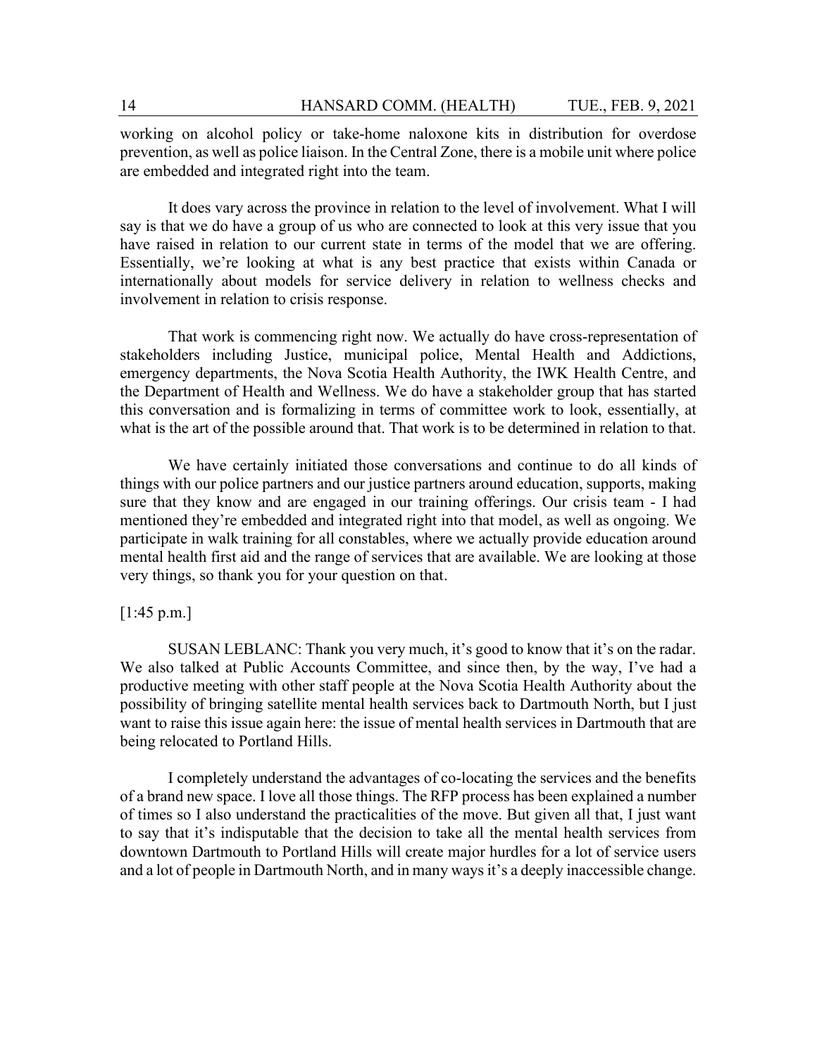working on alcohol policy or take-home naloxone kits in distribution for overdose prevention, as well as police liaison. In the Central Zone, there is a mobile unit where police are embedded and integrated right into the team.

It does vary across the province in relation to the level of involvement. What I will say is that we do have a group of us who are connected to look at this very issue that you have raised in relation to our current state in terms of the model that we are offering. Essentially, we're looking at what is any best practice that exists within Canada or internationally about models for service delivery in relation to wellness checks and involvement in relation to crisis response.

That work is commencing right now. We actually do have cross-representation of stakeholders including Justice, municipal police, Mental Health and Addictions, emergency departments, the Nova Scotia Health Authority, the IWK Health Centre, and the Department of Health and Wellness. We do have a stakeholder group that has started this conversation and is formalizing in terms of committee work to look, essentially, at what is the art of the possible around that. That work is to be determined in relation to that.

We have certainly initiated those conversations and continue to do all kinds of things with our police partners and our justice partners around education, supports, making sure that they know and are engaged in our training offerings. Our crisis team - I had mentioned they're embedded and integrated right into that model, as well as ongoing. We participate in walk training for all constables, where we actually provide education around mental health first aid and the range of services that are available. We are looking at those very things, so thank you for your question on that.

[1:45 p.m.]

SUSAN LEBLANC: Thank you very much, it's good to know that it's on the radar. We also talked at Public Accounts Committee, and since then, by the way, I've had a productive meeting with other staff people at the Nova Scotia Health Authority about the possibility of bringing satellite mental health services back to Dartmouth North, but I just want to raise this issue again here: the issue of mental health services in Dartmouth that are being relocated to Portland Hills.

I completely understand the advantages of co-locating the services and the benefits of a brand new space. I love all those things. The RFP process has been explained a number of times so I also understand the practicalities of the move. But given all that, I just want to say that it's indisputable that the decision to take all the mental health services from downtown Dartmouth to Portland Hills will create major hurdles for a lot of service users and a lot of people in Dartmouth North, and in many ways it's a deeply inaccessible change.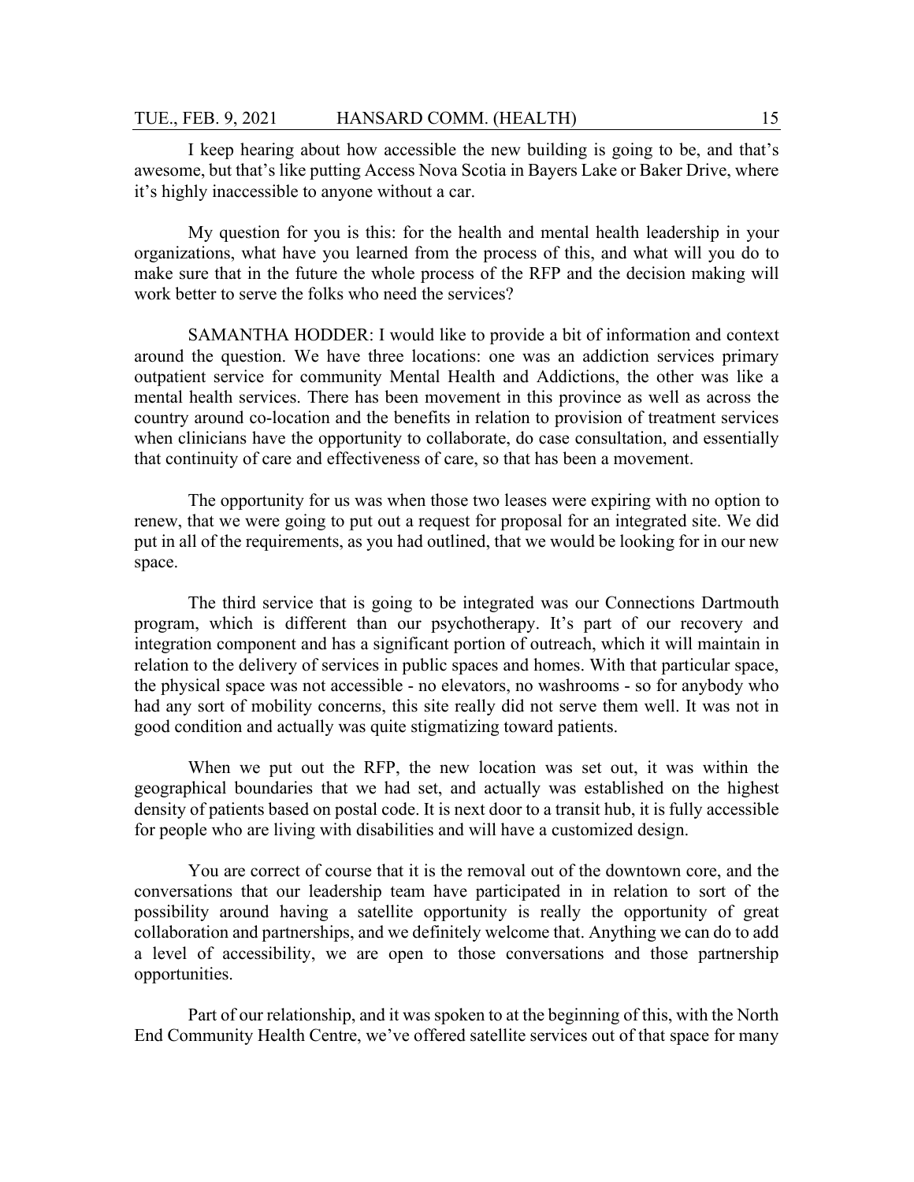I keep hearing about how accessible the new building is going to be, and that's awesome, but that's like putting Access Nova Scotia in Bayers Lake or Baker Drive, where it's highly inaccessible to anyone without a car.

My question for you is this: for the health and mental health leadership in your organizations, what have you learned from the process of this, and what will you do to make sure that in the future the whole process of the RFP and the decision making will work better to serve the folks who need the services?

SAMANTHA HODDER: I would like to provide a bit of information and context around the question. We have three locations: one was an addiction services primary outpatient service for community Mental Health and Addictions, the other was like a mental health services. There has been movement in this province as well as across the country around co-location and the benefits in relation to provision of treatment services when clinicians have the opportunity to collaborate, do case consultation, and essentially that continuity of care and effectiveness of care, so that has been a movement.

The opportunity for us was when those two leases were expiring with no option to renew, that we were going to put out a request for proposal for an integrated site. We did put in all of the requirements, as you had outlined, that we would be looking for in our new space.

The third service that is going to be integrated was our Connections Dartmouth program, which is different than our psychotherapy. It's part of our recovery and integration component and has a significant portion of outreach, which it will maintain in relation to the delivery of services in public spaces and homes. With that particular space, the physical space was not accessible - no elevators, no washrooms - so for anybody who had any sort of mobility concerns, this site really did not serve them well. It was not in good condition and actually was quite stigmatizing toward patients.

When we put out the RFP, the new location was set out, it was within the geographical boundaries that we had set, and actually was established on the highest density of patients based on postal code. It is next door to a transit hub, it is fully accessible for people who are living with disabilities and will have a customized design.

You are correct of course that it is the removal out of the downtown core, and the conversations that our leadership team have participated in in relation to sort of the possibility around having a satellite opportunity is really the opportunity of great collaboration and partnerships, and we definitely welcome that. Anything we can do to add a level of accessibility, we are open to those conversations and those partnership opportunities.

Part of our relationship, and it was spoken to at the beginning of this, with the North End Community Health Centre, we've offered satellite services out of that space for many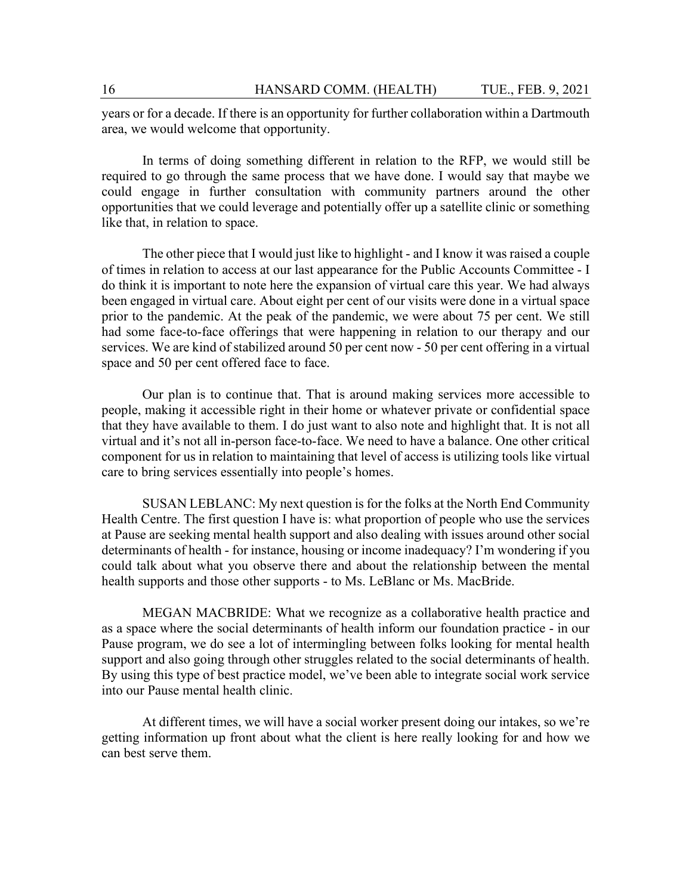years or for a decade. If there is an opportunity for further collaboration within a Dartmouth area, we would welcome that opportunity.

In terms of doing something different in relation to the RFP, we would still be required to go through the same process that we have done. I would say that maybe we could engage in further consultation with community partners around the other opportunities that we could leverage and potentially offer up a satellite clinic or something like that, in relation to space.

The other piece that I would just like to highlight - and I know it was raised a couple of times in relation to access at our last appearance for the Public Accounts Committee - I do think it is important to note here the expansion of virtual care this year. We had always been engaged in virtual care. About eight per cent of our visits were done in a virtual space prior to the pandemic. At the peak of the pandemic, we were about 75 per cent. We still had some face-to-face offerings that were happening in relation to our therapy and our services. We are kind of stabilized around 50 per cent now - 50 per cent offering in a virtual space and 50 per cent offered face to face.

Our plan is to continue that. That is around making services more accessible to people, making it accessible right in their home or whatever private or confidential space that they have available to them. I do just want to also note and highlight that. It is not all virtual and it's not all in-person face-to-face. We need to have a balance. One other critical component for us in relation to maintaining that level of access is utilizing tools like virtual care to bring services essentially into people's homes.

SUSAN LEBLANC: My next question is for the folks at the North End Community Health Centre. The first question I have is: what proportion of people who use the services at Pause are seeking mental health support and also dealing with issues around other social determinants of health - for instance, housing or income inadequacy? I'm wondering if you could talk about what you observe there and about the relationship between the mental health supports and those other supports - to Ms. LeBlanc or Ms. MacBride.

MEGAN MACBRIDE: What we recognize as a collaborative health practice and as a space where the social determinants of health inform our foundation practice - in our Pause program, we do see a lot of intermingling between folks looking for mental health support and also going through other struggles related to the social determinants of health. By using this type of best practice model, we've been able to integrate social work service into our Pause mental health clinic.

At different times, we will have a social worker present doing our intakes, so we're getting information up front about what the client is here really looking for and how we can best serve them.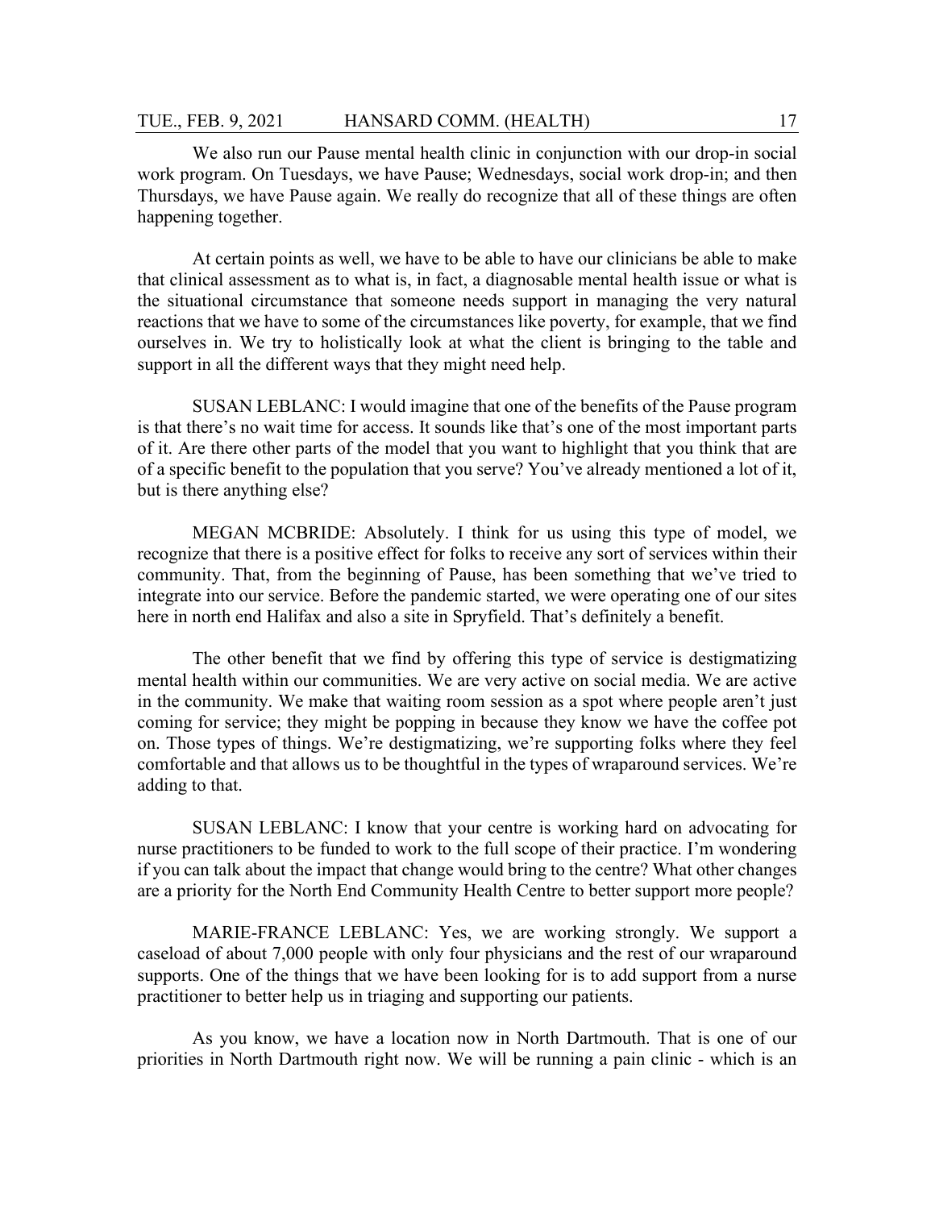We also run our Pause mental health clinic in conjunction with our drop-in social work program. On Tuesdays, we have Pause; Wednesdays, social work drop-in; and then Thursdays, we have Pause again. We really do recognize that all of these things are often happening together.

At certain points as well, we have to be able to have our clinicians be able to make that clinical assessment as to what is, in fact, a diagnosable mental health issue or what is the situational circumstance that someone needs support in managing the very natural reactions that we have to some of the circumstances like poverty, for example, that we find ourselves in. We try to holistically look at what the client is bringing to the table and support in all the different ways that they might need help.

SUSAN LEBLANC: I would imagine that one of the benefits of the Pause program is that there's no wait time for access. It sounds like that's one of the most important parts of it. Are there other parts of the model that you want to highlight that you think that are of a specific benefit to the population that you serve? You've already mentioned a lot of it, but is there anything else?

MEGAN MCBRIDE: Absolutely. I think for us using this type of model, we recognize that there is a positive effect for folks to receive any sort of services within their community. That, from the beginning of Pause, has been something that we've tried to integrate into our service. Before the pandemic started, we were operating one of our sites here in north end Halifax and also a site in Spryfield. That's definitely a benefit.

The other benefit that we find by offering this type of service is destigmatizing mental health within our communities. We are very active on social media. We are active in the community. We make that waiting room session as a spot where people aren't just coming for service; they might be popping in because they know we have the coffee pot on. Those types of things. We're destigmatizing, we're supporting folks where they feel comfortable and that allows us to be thoughtful in the types of wraparound services. We're adding to that.

SUSAN LEBLANC: I know that your centre is working hard on advocating for nurse practitioners to be funded to work to the full scope of their practice. I'm wondering if you can talk about the impact that change would bring to the centre? What other changes are a priority for the North End Community Health Centre to better support more people?

MARIE-FRANCE LEBLANC: Yes, we are working strongly. We support a caseload of about 7,000 people with only four physicians and the rest of our wraparound supports. One of the things that we have been looking for is to add support from a nurse practitioner to better help us in triaging and supporting our patients.

As you know, we have a location now in North Dartmouth. That is one of our priorities in North Dartmouth right now. We will be running a pain clinic - which is an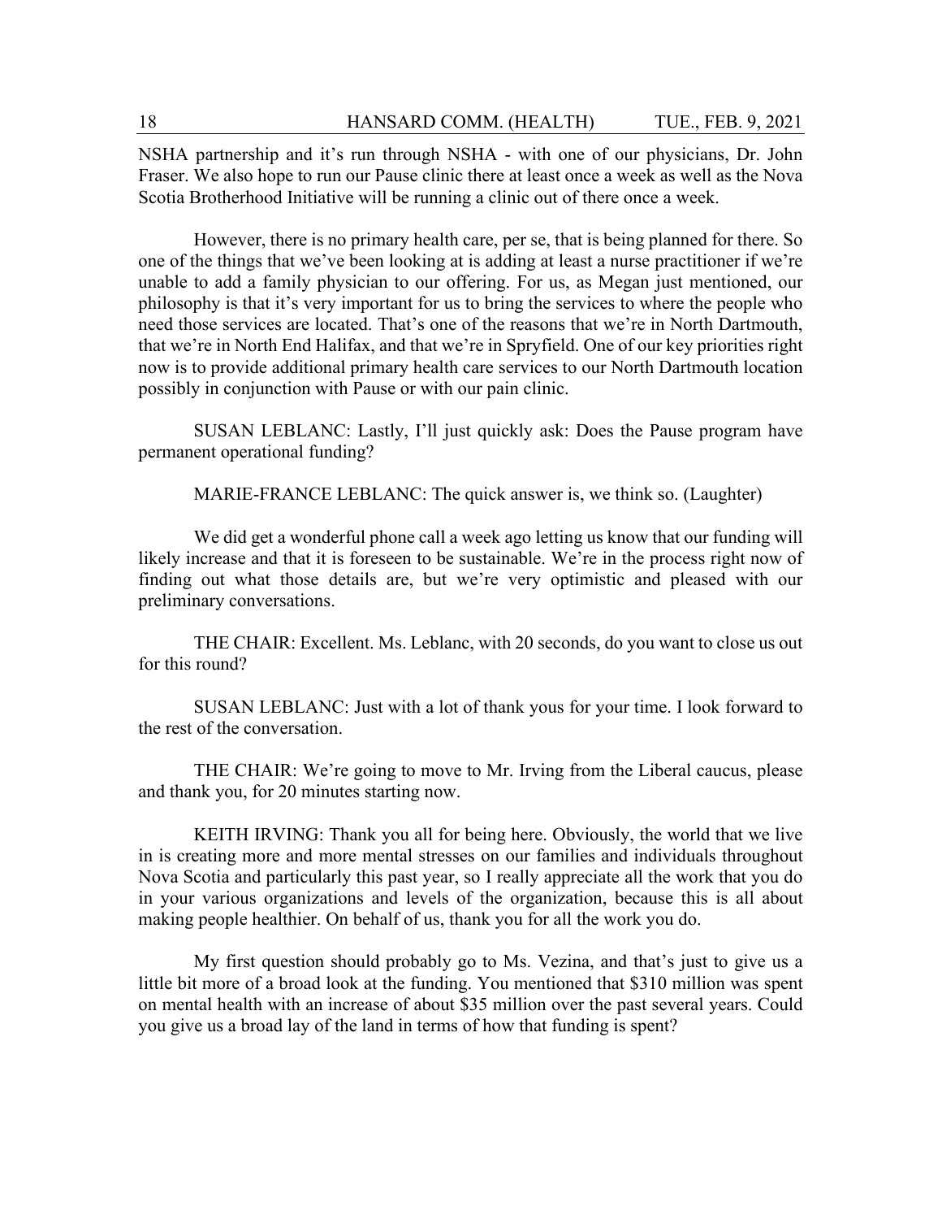NSHA partnership and it's run through NSHA - with one of our physicians, Dr. John Fraser. We also hope to run our Pause clinic there at least once a week as well as the Nova Scotia Brotherhood Initiative will be running a clinic out of there once a week.

However, there is no primary health care, per se, that is being planned for there. So one of the things that we've been looking at is adding at least a nurse practitioner if we're unable to add a family physician to our offering. For us, as Megan just mentioned, our philosophy is that it's very important for us to bring the services to where the people who need those services are located. That's one of the reasons that we're in North Dartmouth, that we're in North End Halifax, and that we're in Spryfield. One of our key priorities right now is to provide additional primary health care services to our North Dartmouth location possibly in conjunction with Pause or with our pain clinic.

SUSAN LEBLANC: Lastly, I'll just quickly ask: Does the Pause program have permanent operational funding?

MARIE-FRANCE LEBLANC: The quick answer is, we think so. (Laughter)

We did get a wonderful phone call a week ago letting us know that our funding will likely increase and that it is foreseen to be sustainable. We're in the process right now of finding out what those details are, but we're very optimistic and pleased with our preliminary conversations.

THE CHAIR: Excellent. Ms. Leblanc, with 20 seconds, do you want to close us out for this round?

SUSAN LEBLANC: Just with a lot of thank yous for your time. I look forward to the rest of the conversation.

THE CHAIR: We're going to move to Mr. Irving from the Liberal caucus, please and thank you, for 20 minutes starting now.

KEITH IRVING: Thank you all for being here. Obviously, the world that we live in is creating more and more mental stresses on our families and individuals throughout Nova Scotia and particularly this past year, so I really appreciate all the work that you do in your various organizations and levels of the organization, because this is all about making people healthier. On behalf of us, thank you for all the work you do.

My first question should probably go to Ms. Vezina, and that's just to give us a little bit more of a broad look at the funding. You mentioned that $310 million was spent on mental health with an increase of about $35 million over the past several years. Could you give us a broad lay of the land in terms of how that funding is spent?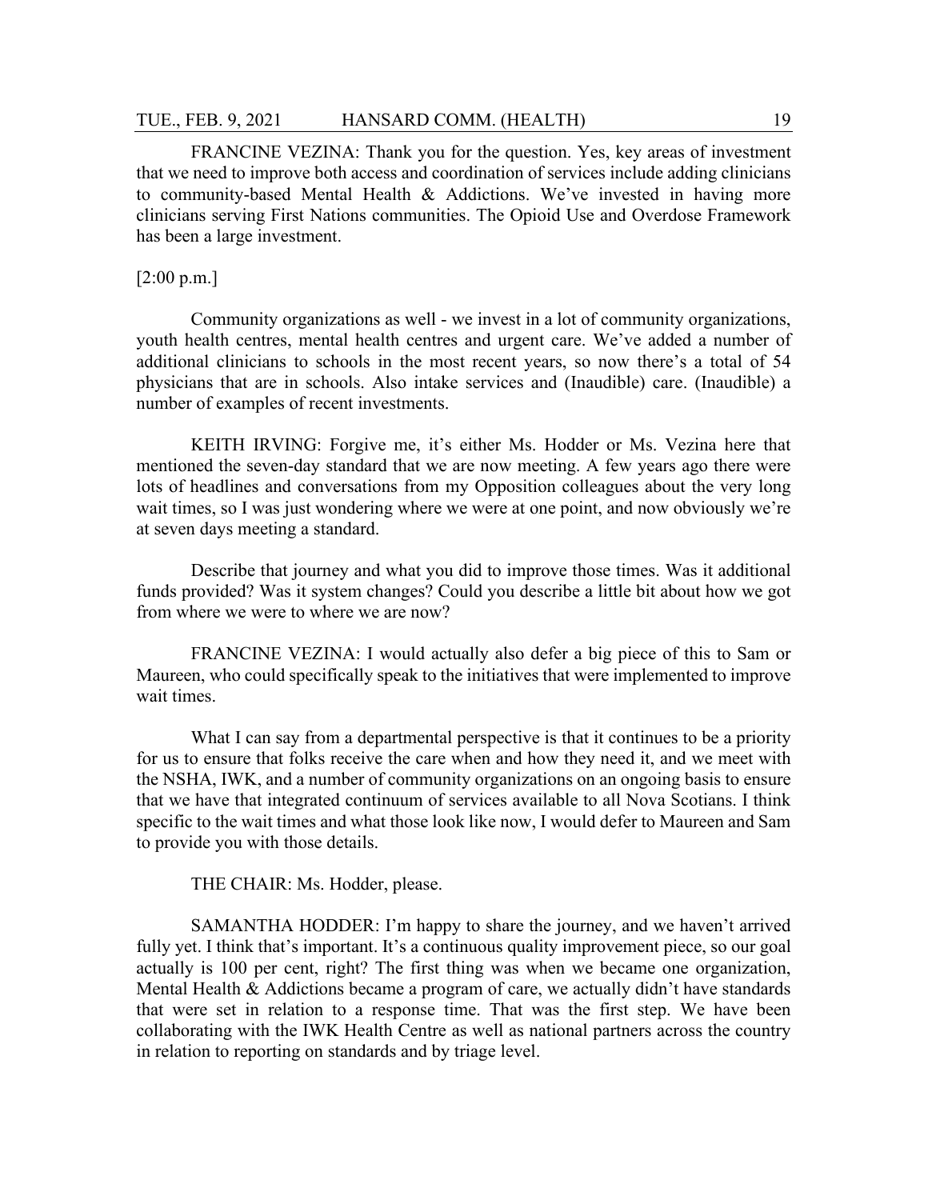FRANCINE VEZINA: Thank you for the question. Yes, key areas of investment that we need to improve both access and coordination of services include adding clinicians to community-based Mental Health & Addictions. We've invested in having more clinicians serving First Nations communities. The Opioid Use and Overdose Framework has been a large investment.

[2:00 p.m.]

Community organizations as well - we invest in a lot of community organizations, youth health centres, mental health centres and urgent care. We've added a number of additional clinicians to schools in the most recent years, so now there's a total of 54 physicians that are in schools. Also intake services and (Inaudible) care. (Inaudible) a number of examples of recent investments.

KEITH IRVING: Forgive me, it's either Ms. Hodder or Ms. Vezina here that mentioned the seven-day standard that we are now meeting. A few years ago there were lots of headlines and conversations from my Opposition colleagues about the very long wait times, so I was just wondering where we were at one point, and now obviously we're at seven days meeting a standard.

Describe that journey and what you did to improve those times. Was it additional funds provided? Was it system changes? Could you describe a little bit about how we got from where we were to where we are now?

FRANCINE VEZINA: I would actually also defer a big piece of this to Sam or Maureen, who could specifically speak to the initiatives that were implemented to improve wait times.

What I can say from a departmental perspective is that it continues to be a priority for us to ensure that folks receive the care when and how they need it, and we meet with the NSHA, IWK, and a number of community organizations on an ongoing basis to ensure that we have that integrated continuum of services available to all Nova Scotians. I think specific to the wait times and what those look like now, I would defer to Maureen and Sam to provide you with those details.

THE CHAIR: Ms. Hodder, please.

SAMANTHA HODDER: I'm happy to share the journey, and we haven't arrived fully yet. I think that's important. It's a continuous quality improvement piece, so our goal actually is 100 per cent, right? The first thing was when we became one organization, Mental Health & Addictions became a program of care, we actually didn't have standards that were set in relation to a response time. That was the first step. We have been collaborating with the IWK Health Centre as well as national partners across the country in relation to reporting on standards and by triage level.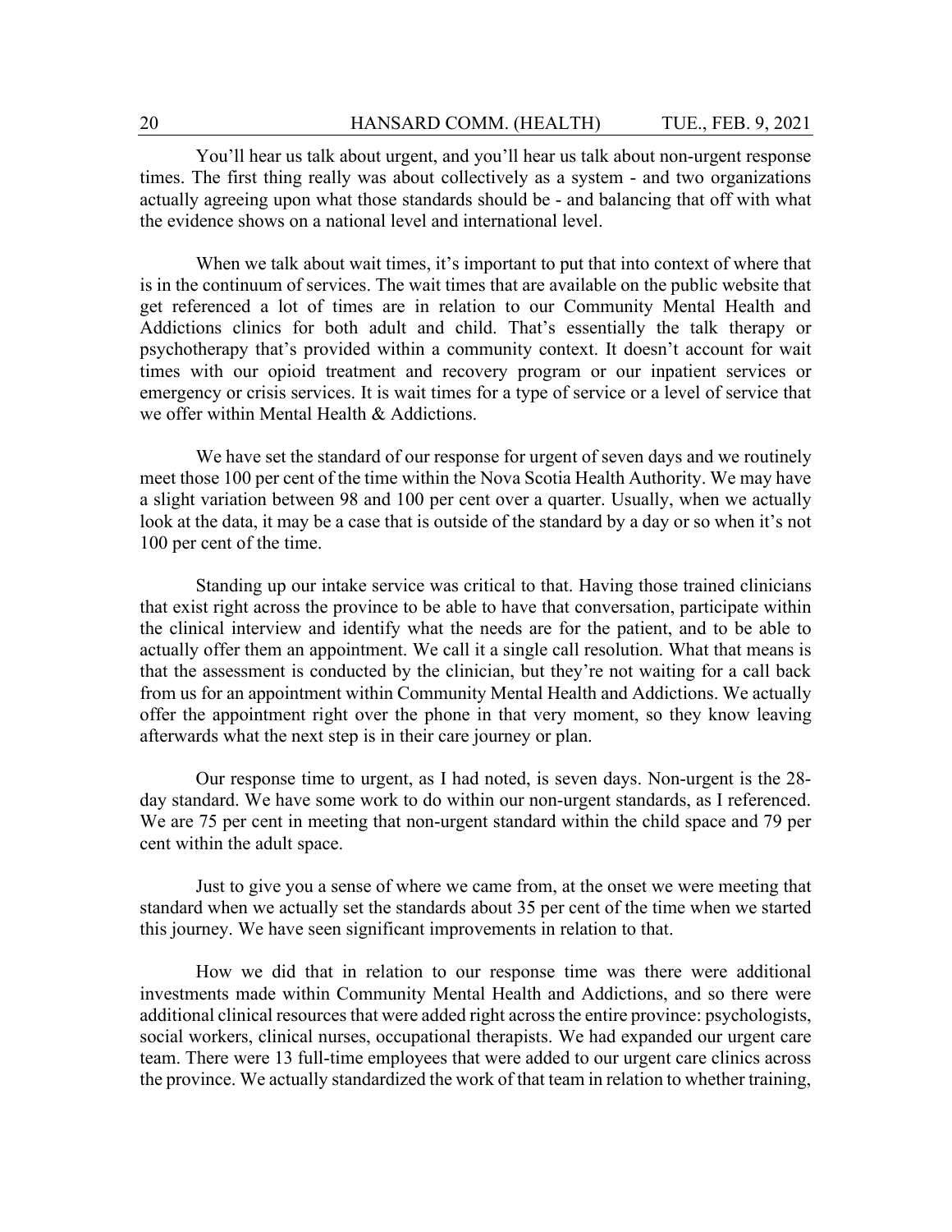You'll hear us talk about urgent, and you'll hear us talk about non-urgent response times. The first thing really was about collectively as a system - and two organizations actually agreeing upon what those standards should be - and balancing that off with what the evidence shows on a national level and international level.

When we talk about wait times, it's important to put that into context of where that is in the continuum of services. The wait times that are available on the public website that get referenced a lot of times are in relation to our Community Mental Health and Addictions clinics for both adult and child. That's essentially the talk therapy or psychotherapy that's provided within a community context. It doesn't account for wait times with our opioid treatment and recovery program or our inpatient services or emergency or crisis services. It is wait times for a type of service or a level of service that we offer within Mental Health & Addictions.

We have set the standard of our response for urgent of seven days and we routinely meet those 100 per cent of the time within the Nova Scotia Health Authority. We may have a slight variation between 98 and 100 per cent over a quarter. Usually, when we actually look at the data, it may be a case that is outside of the standard by a day or so when it's not 100 per cent of the time.

Standing up our intake service was critical to that. Having those trained clinicians that exist right across the province to be able to have that conversation, participate within the clinical interview and identify what the needs are for the patient, and to be able to actually offer them an appointment. We call it a single call resolution. What that means is that the assessment is conducted by the clinician, but they're not waiting for a call back from us for an appointment within Community Mental Health and Addictions. We actually offer the appointment right over the phone in that very moment, so they know leaving afterwards what the next step is in their care journey or plan.

Our response time to urgent, as I had noted, is seven days. Non-urgent is the 28-day standard. We have some work to do within our non-urgent standards, as I referenced. We are 75 per cent in meeting that non-urgent standard within the child space and 79 per cent within the adult space.

Just to give you a sense of where we came from, at the onset we were meeting that standard when we actually set the standards about 35 per cent of the time when we started this journey. We have seen significant improvements in relation to that.

How we did that in relation to our response time was there were additional investments made within Community Mental Health and Addictions, and so there were additional clinical resources that were added right across the entire province: psychologists, social workers, clinical nurses, occupational therapists. We had expanded our urgent care team. There were 13 full-time employees that were added to our urgent care clinics across the province. We actually standardized the work of that team in relation to whether training,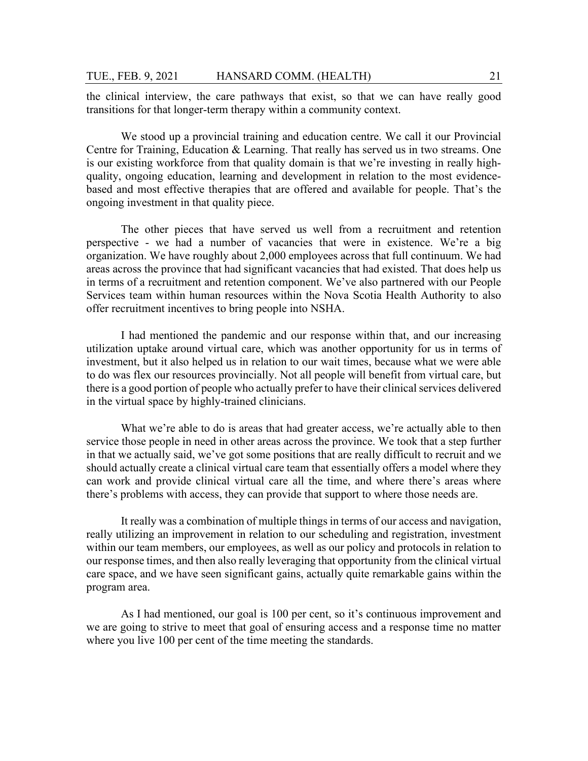the clinical interview, the care pathways that exist, so that we can have really good transitions for that longer-term therapy within a community context.

We stood up a provincial training and education centre. We call it our Provincial Centre for Training, Education & Learning. That really has served us in two streams. One is our existing workforce from that quality domain is that we're investing in really high-quality, ongoing education, learning and development in relation to the most evidence-based and most effective therapies that are offered and available for people. That's the ongoing investment in that quality piece.

The other pieces that have served us well from a recruitment and retention perspective - we had a number of vacancies that were in existence. We're a big organization. We have roughly about 2,000 employees across that full continuum. We had areas across the province that had significant vacancies that had existed. That does help us in terms of a recruitment and retention component. We've also partnered with our People Services team within human resources within the Nova Scotia Health Authority to also offer recruitment incentives to bring people into NSHA.

I had mentioned the pandemic and our response within that, and our increasing utilization uptake around virtual care, which was another opportunity for us in terms of investment, but it also helped us in relation to our wait times, because what we were able to do was flex our resources provincially. Not all people will benefit from virtual care, but there is a good portion of people who actually prefer to have their clinical services delivered in the virtual space by highly-trained clinicians.

What we're able to do is areas that had greater access, we're actually able to then service those people in need in other areas across the province. We took that a step further in that we actually said, we've got some positions that are really difficult to recruit and we should actually create a clinical virtual care team that essentially offers a model where they can work and provide clinical virtual care all the time, and where there's areas where there's problems with access, they can provide that support to where those needs are.

It really was a combination of multiple things in terms of our access and navigation, really utilizing an improvement in relation to our scheduling and registration, investment within our team members, our employees, as well as our policy and protocols in relation to our response times, and then also really leveraging that opportunity from the clinical virtual care space, and we have seen significant gains, actually quite remarkable gains within the program area.

As I had mentioned, our goal is 100 per cent, so it's continuous improvement and we are going to strive to meet that goal of ensuring access and a response time no matter where you live 100 per cent of the time meeting the standards.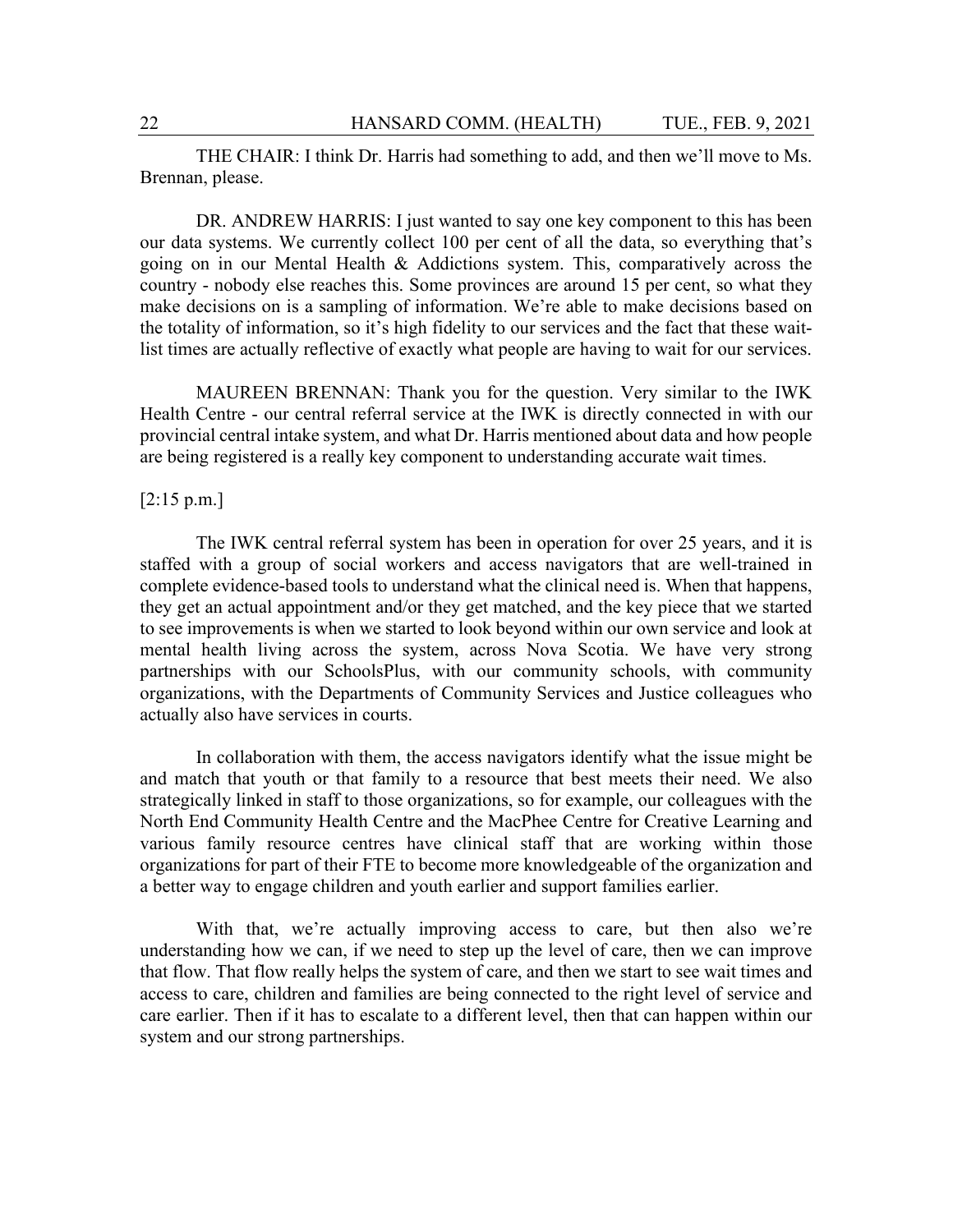THE CHAIR: I think Dr. Harris had something to add, and then we'll move to Ms. Brennan, please.

DR. ANDREW HARRIS: I just wanted to say one key component to this has been our data systems. We currently collect 100 per cent of all the data, so everything that's going on in our Mental Health & Addictions system. This, comparatively across the country - nobody else reaches this. Some provinces are around 15 per cent, so what they make decisions on is a sampling of information. We're able to make decisions based on the totality of information, so it's high fidelity to our services and the fact that these wait-list times are actually reflective of exactly what people are having to wait for our services.

MAUREEN BRENNAN: Thank you for the question. Very similar to the IWK Health Centre - our central referral service at the IWK is directly connected in with our provincial central intake system, and what Dr. Harris mentioned about data and how people are being registered is a really key component to understanding accurate wait times.

[2:15 p.m.]

The IWK central referral system has been in operation for over 25 years, and it is staffed with a group of social workers and access navigators that are well-trained in complete evidence-based tools to understand what the clinical need is. When that happens, they get an actual appointment and/or they get matched, and the key piece that we started to see improvements is when we started to look beyond within our own service and look at mental health living across the system, across Nova Scotia. We have very strong partnerships with our SchoolsPlus, with our community schools, with community organizations, with the Departments of Community Services and Justice colleagues who actually also have services in courts.

In collaboration with them, the access navigators identify what the issue might be and match that youth or that family to a resource that best meets their need. We also strategically linked in staff to those organizations, so for example, our colleagues with the North End Community Health Centre and the MacPhee Centre for Creative Learning and various family resource centres have clinical staff that are working within those organizations for part of their FTE to become more knowledgeable of the organization and a better way to engage children and youth earlier and support families earlier.

With that, we're actually improving access to care, but then also we're understanding how we can, if we need to step up the level of care, then we can improve that flow. That flow really helps the system of care, and then we start to see wait times and access to care, children and families are being connected to the right level of service and care earlier. Then if it has to escalate to a different level, then that can happen within our system and our strong partnerships.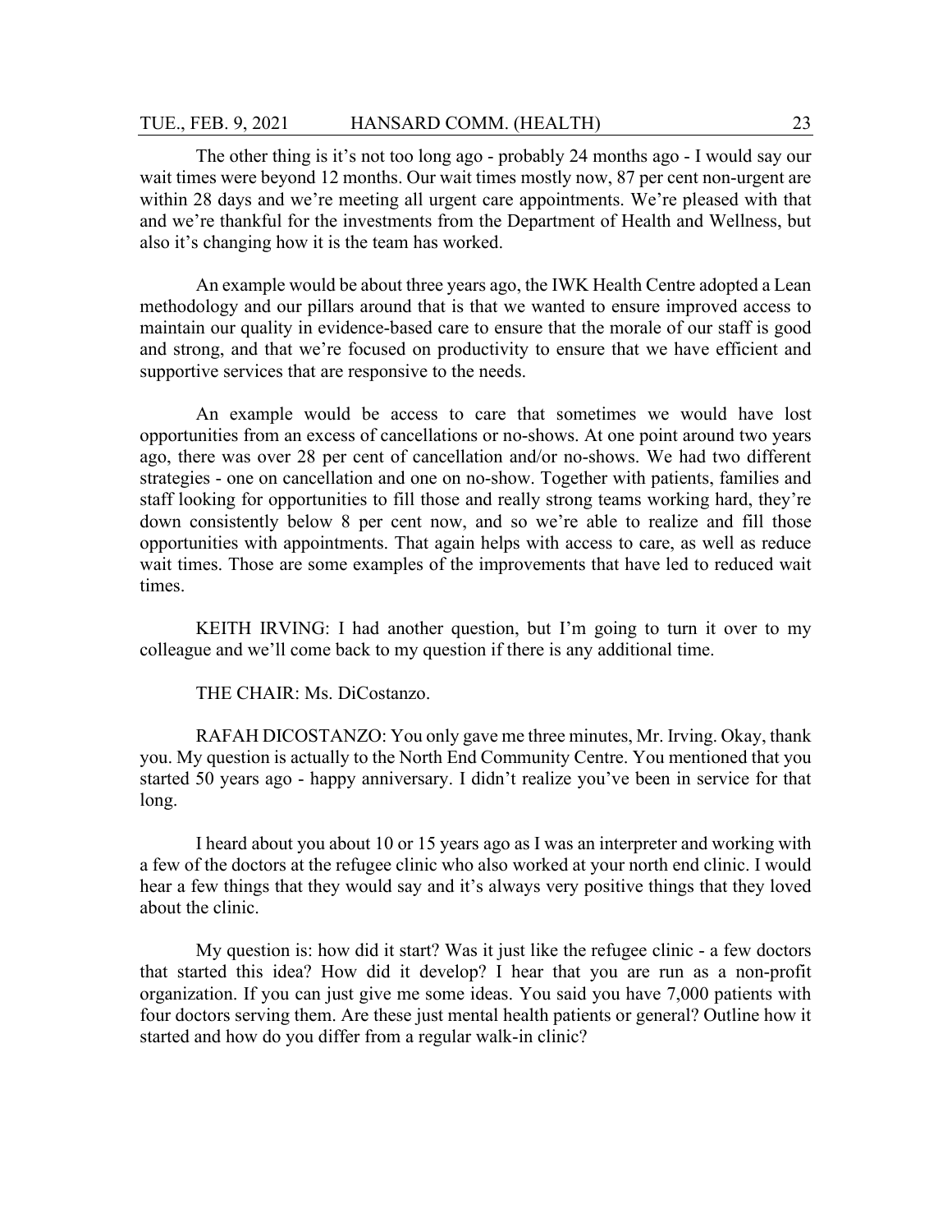The other thing is it's not too long ago - probably 24 months ago - I would say our wait times were beyond 12 months. Our wait times mostly now, 87 per cent non-urgent are within 28 days and we're meeting all urgent care appointments. We're pleased with that and we're thankful for the investments from the Department of Health and Wellness, but also it's changing how it is the team has worked.

An example would be about three years ago, the IWK Health Centre adopted a Lean methodology and our pillars around that is that we wanted to ensure improved access to maintain our quality in evidence-based care to ensure that the morale of our staff is good and strong, and that we're focused on productivity to ensure that we have efficient and supportive services that are responsive to the needs.

An example would be access to care that sometimes we would have lost opportunities from an excess of cancellations or no-shows. At one point around two years ago, there was over 28 per cent of cancellation and/or no-shows. We had two different strategies - one on cancellation and one on no-show. Together with patients, families and staff looking for opportunities to fill those and really strong teams working hard, they're down consistently below 8 per cent now, and so we're able to realize and fill those opportunities with appointments. That again helps with access to care, as well as reduce wait times. Those are some examples of the improvements that have led to reduced wait times.

KEITH IRVING: I had another question, but I'm going to turn it over to my colleague and we'll come back to my question if there is any additional time.

THE CHAIR: Ms. DiCostanzo.

RAFAH DICOSTANZO: You only gave me three minutes, Mr. Irving. Okay, thank you. My question is actually to the North End Community Centre. You mentioned that you started 50 years ago - happy anniversary. I didn't realize you've been in service for that long.

I heard about you about 10 or 15 years ago as I was an interpreter and working with a few of the doctors at the refugee clinic who also worked at your north end clinic. I would hear a few things that they would say and it's always very positive things that they loved about the clinic.

My question is: how did it start? Was it just like the refugee clinic - a few doctors that started this idea? How did it develop? I hear that you are run as a non-profit organization. If you can just give me some ideas. You said you have 7,000 patients with four doctors serving them. Are these just mental health patients or general? Outline how it started and how do you differ from a regular walk-in clinic?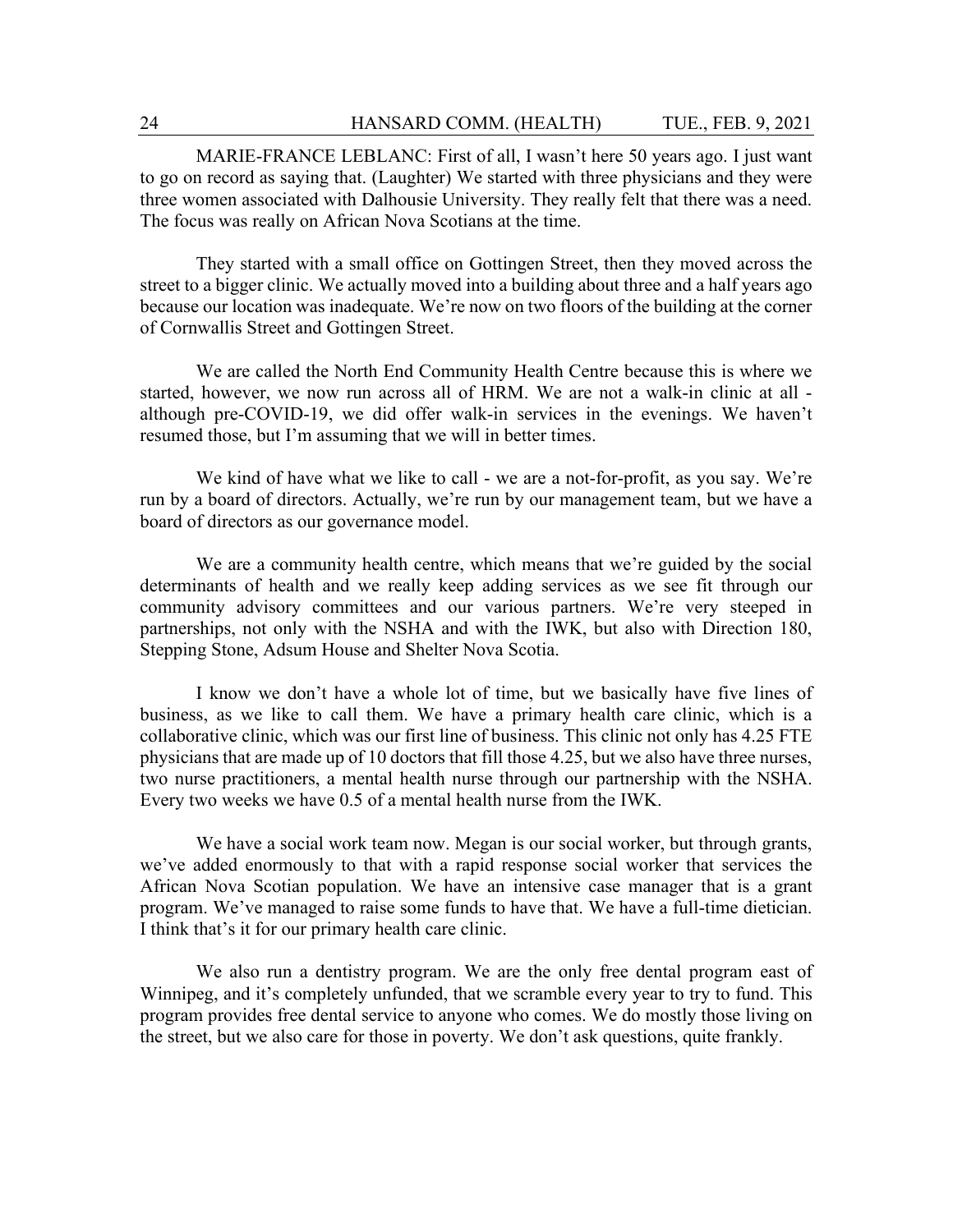MARIE-FRANCE LEBLANC: First of all, I wasn't here 50 years ago. I just want to go on record as saying that. (Laughter) We started with three physicians and they were three women associated with Dalhousie University. They really felt that there was a need. The focus was really on African Nova Scotians at the time.

They started with a small office on Gottingen Street, then they moved across the street to a bigger clinic. We actually moved into a building about three and a half years ago because our location was inadequate. We're now on two floors of the building at the corner of Cornwallis Street and Gottingen Street.

We are called the North End Community Health Centre because this is where we started, however, we now run across all of HRM. We are not a walk-in clinic at all - although pre-COVID-19, we did offer walk-in services in the evenings. We haven't resumed those, but I'm assuming that we will in better times.

We kind of have what we like to call - we are a not-for-profit, as you say. We're run by a board of directors. Actually, we're run by our management team, but we have a board of directors as our governance model.

We are a community health centre, which means that we're guided by the social determinants of health and we really keep adding services as we see fit through our community advisory committees and our various partners. We're very steeped in partnerships, not only with the NSHA and with the IWK, but also with Direction 180, Stepping Stone, Adsum House and Shelter Nova Scotia.

I know we don't have a whole lot of time, but we basically have five lines of business, as we like to call them. We have a primary health care clinic, which is a collaborative clinic, which was our first line of business. This clinic not only has 4.25 FTE physicians that are made up of 10 doctors that fill those 4.25, but we also have three nurses, two nurse practitioners, a mental health nurse through our partnership with the NSHA. Every two weeks we have 0.5 of a mental health nurse from the IWK.

We have a social work team now. Megan is our social worker, but through grants, we've added enormously to that with a rapid response social worker that services the African Nova Scotian population. We have an intensive case manager that is a grant program. We've managed to raise some funds to have that. We have a full-time dietician. I think that's it for our primary health care clinic.

We also run a dentistry program. We are the only free dental program east of Winnipeg, and it's completely unfunded, that we scramble every year to try to fund. This program provides free dental service to anyone who comes. We do mostly those living on the street, but we also care for those in poverty. We don't ask questions, quite frankly.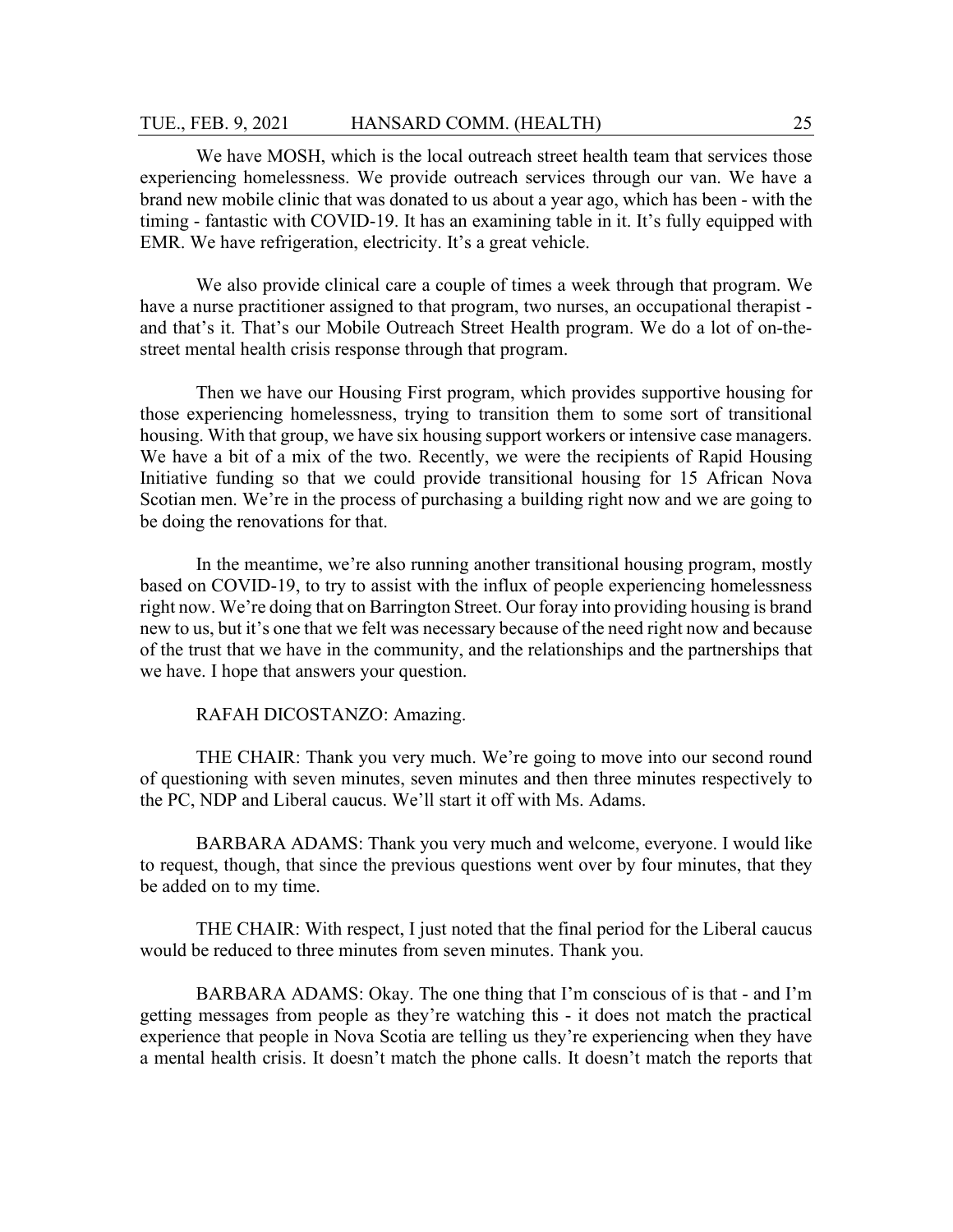We have MOSH, which is the local outreach street health team that services those experiencing homelessness. We provide outreach services through our van. We have a brand new mobile clinic that was donated to us about a year ago, which has been - with the timing - fantastic with COVID-19. It has an examining table in it. It's fully equipped with EMR. We have refrigeration, electricity. It's a great vehicle.

We also provide clinical care a couple of times a week through that program. We have a nurse practitioner assigned to that program, two nurses, an occupational therapist - and that's it. That's our Mobile Outreach Street Health program. We do a lot of on-the-street mental health crisis response through that program.

Then we have our Housing First program, which provides supportive housing for those experiencing homelessness, trying to transition them to some sort of transitional housing. With that group, we have six housing support workers or intensive case managers. We have a bit of a mix of the two. Recently, we were the recipients of Rapid Housing Initiative funding so that we could provide transitional housing for 15 African Nova Scotian men. We're in the process of purchasing a building right now and we are going to be doing the renovations for that.

In the meantime, we're also running another transitional housing program, mostly based on COVID-19, to try to assist with the influx of people experiencing homelessness right now. We're doing that on Barrington Street. Our foray into providing housing is brand new to us, but it's one that we felt was necessary because of the need right now and because of the trust that we have in the community, and the relationships and the partnerships that we have. I hope that answers your question.

RAFAH DICOSTANZO: Amazing.

THE CHAIR: Thank you very much. We're going to move into our second round of questioning with seven minutes, seven minutes and then three minutes respectively to the PC, NDP and Liberal caucus. We'll start it off with Ms. Adams.

BARBARA ADAMS: Thank you very much and welcome, everyone. I would like to request, though, that since the previous questions went over by four minutes, that they be added on to my time.

THE CHAIR: With respect, I just noted that the final period for the Liberal caucus would be reduced to three minutes from seven minutes. Thank you.

BARBARA ADAMS: Okay. The one thing that I'm conscious of is that - and I'm getting messages from people as they're watching this - it does not match the practical experience that people in Nova Scotia are telling us they're experiencing when they have a mental health crisis. It doesn't match the phone calls. It doesn't match the reports that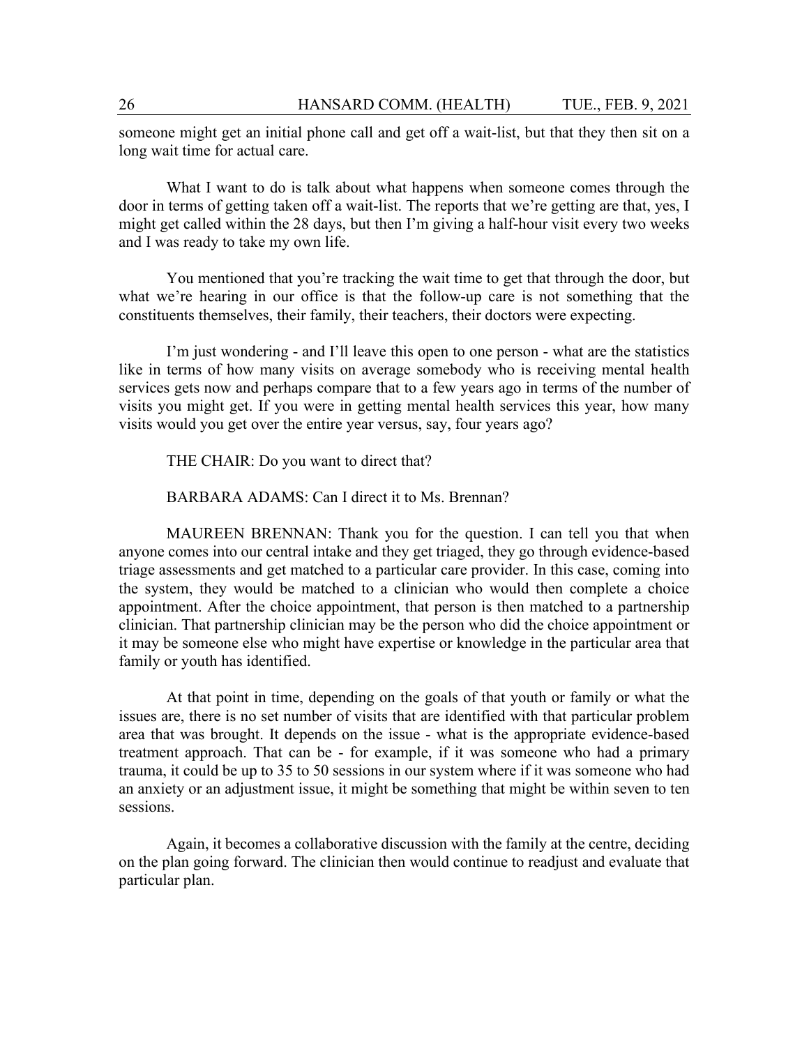someone might get an initial phone call and get off a wait-list, but that they then sit on a long wait time for actual care.

What I want to do is talk about what happens when someone comes through the door in terms of getting taken off a wait-list. The reports that we're getting are that, yes, I might get called within the 28 days, but then I'm giving a half-hour visit every two weeks and I was ready to take my own life.

You mentioned that you're tracking the wait time to get that through the door, but what we're hearing in our office is that the follow-up care is not something that the constituents themselves, their family, their teachers, their doctors were expecting.

I'm just wondering - and I'll leave this open to one person - what are the statistics like in terms of how many visits on average somebody who is receiving mental health services gets now and perhaps compare that to a few years ago in terms of the number of visits you might get. If you were in getting mental health services this year, how many visits would you get over the entire year versus, say, four years ago?

THE CHAIR: Do you want to direct that?

BARBARA ADAMS: Can I direct it to Ms. Brennan?

MAUREEN BRENNAN: Thank you for the question. I can tell you that when anyone comes into our central intake and they get triaged, they go through evidence-based triage assessments and get matched to a particular care provider. In this case, coming into the system, they would be matched to a clinician who would then complete a choice appointment. After the choice appointment, that person is then matched to a partnership clinician. That partnership clinician may be the person who did the choice appointment or it may be someone else who might have expertise or knowledge in the particular area that family or youth has identified.

At that point in time, depending on the goals of that youth or family or what the issues are, there is no set number of visits that are identified with that particular problem area that was brought. It depends on the issue - what is the appropriate evidence-based treatment approach. That can be - for example, if it was someone who had a primary trauma, it could be up to 35 to 50 sessions in our system where if it was someone who had an anxiety or an adjustment issue, it might be something that might be within seven to ten sessions.

Again, it becomes a collaborative discussion with the family at the centre, deciding on the plan going forward. The clinician then would continue to readjust and evaluate that particular plan.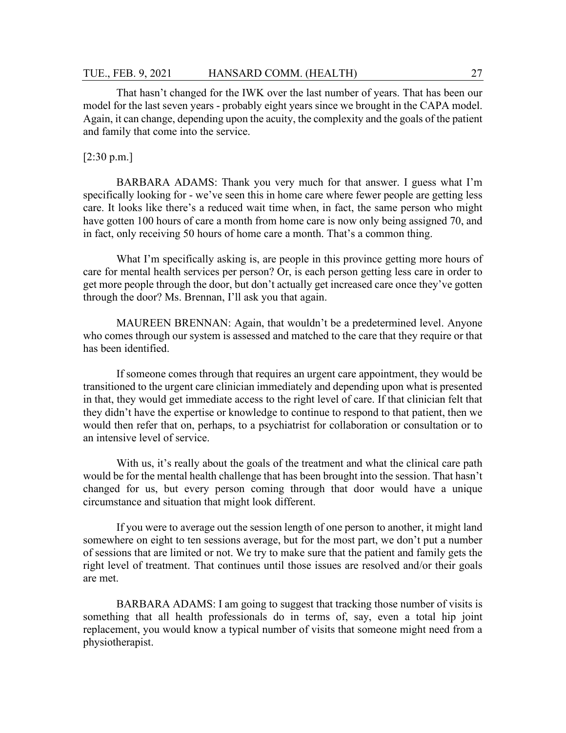That hasn't changed for the IWK over the last number of years. That has been our model for the last seven years - probably eight years since we brought in the CAPA model. Again, it can change, depending upon the acuity, the complexity and the goals of the patient and family that come into the service.

[2:30 p.m.]

BARBARA ADAMS: Thank you very much for that answer. I guess what I'm specifically looking for - we've seen this in home care where fewer people are getting less care. It looks like there's a reduced wait time when, in fact, the same person who might have gotten 100 hours of care a month from home care is now only being assigned 70, and in fact, only receiving 50 hours of home care a month. That's a common thing.

What I'm specifically asking is, are people in this province getting more hours of care for mental health services per person? Or, is each person getting less care in order to get more people through the door, but don't actually get increased care once they've gotten through the door? Ms. Brennan, I'll ask you that again.

MAUREEN BRENNAN: Again, that wouldn't be a predetermined level. Anyone who comes through our system is assessed and matched to the care that they require or that has been identified.

If someone comes through that requires an urgent care appointment, they would be transitioned to the urgent care clinician immediately and depending upon what is presented in that, they would get immediate access to the right level of care. If that clinician felt that they didn't have the expertise or knowledge to continue to respond to that patient, then we would then refer that on, perhaps, to a psychiatrist for collaboration or consultation or to an intensive level of service.

With us, it's really about the goals of the treatment and what the clinical care path would be for the mental health challenge that has been brought into the session. That hasn't changed for us, but every person coming through that door would have a unique circumstance and situation that might look different.

If you were to average out the session length of one person to another, it might land somewhere on eight to ten sessions average, but for the most part, we don't put a number of sessions that are limited or not. We try to make sure that the patient and family gets the right level of treatment. That continues until those issues are resolved and/or their goals are met.

BARBARA ADAMS: I am going to suggest that tracking those number of visits is something that all health professionals do in terms of, say, even a total hip joint replacement, you would know a typical number of visits that someone might need from a physiotherapist.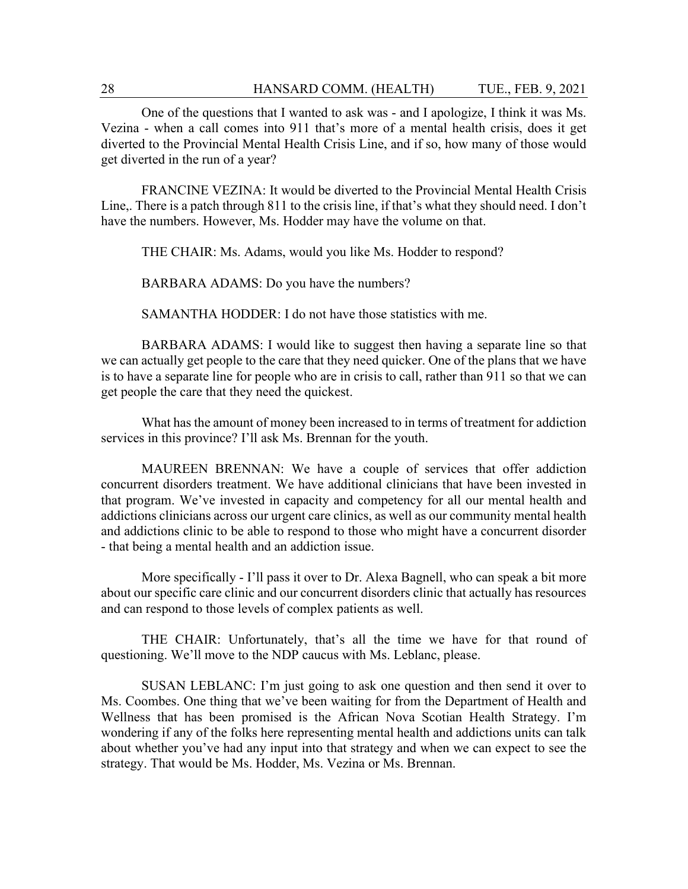One of the questions that I wanted to ask was - and I apologize, I think it was Ms. Vezina - when a call comes into 911 that's more of a mental health crisis, does it get diverted to the Provincial Mental Health Crisis Line, and if so, how many of those would get diverted in the run of a year?

FRANCINE VEZINA: It would be diverted to the Provincial Mental Health Crisis Line,. There is a patch through 811 to the crisis line, if that's what they should need. I don't have the numbers. However, Ms. Hodder may have the volume on that.

THE CHAIR: Ms. Adams, would you like Ms. Hodder to respond?

BARBARA ADAMS: Do you have the numbers?

SAMANTHA HODDER: I do not have those statistics with me.

BARBARA ADAMS: I would like to suggest then having a separate line so that we can actually get people to the care that they need quicker. One of the plans that we have is to have a separate line for people who are in crisis to call, rather than 911 so that we can get people the care that they need the quickest.

What has the amount of money been increased to in terms of treatment for addiction services in this province? I'll ask Ms. Brennan for the youth.

MAUREEN BRENNAN: We have a couple of services that offer addiction concurrent disorders treatment. We have additional clinicians that have been invested in that program. We've invested in capacity and competency for all our mental health and addictions clinicians across our urgent care clinics, as well as our community mental health and addictions clinic to be able to respond to those who might have a concurrent disorder - that being a mental health and an addiction issue.

More specifically - I'll pass it over to Dr. Alexa Bagnell, who can speak a bit more about our specific care clinic and our concurrent disorders clinic that actually has resources and can respond to those levels of complex patients as well.

THE CHAIR: Unfortunately, that's all the time we have for that round of questioning. We'll move to the NDP caucus with Ms. Leblanc, please.

SUSAN LEBLANC: I'm just going to ask one question and then send it over to Ms. Coombes. One thing that we've been waiting for from the Department of Health and Wellness that has been promised is the African Nova Scotian Health Strategy. I'm wondering if any of the folks here representing mental health and addictions units can talk about whether you've had any input into that strategy and when we can expect to see the strategy. That would be Ms. Hodder, Ms. Vezina or Ms. Brennan.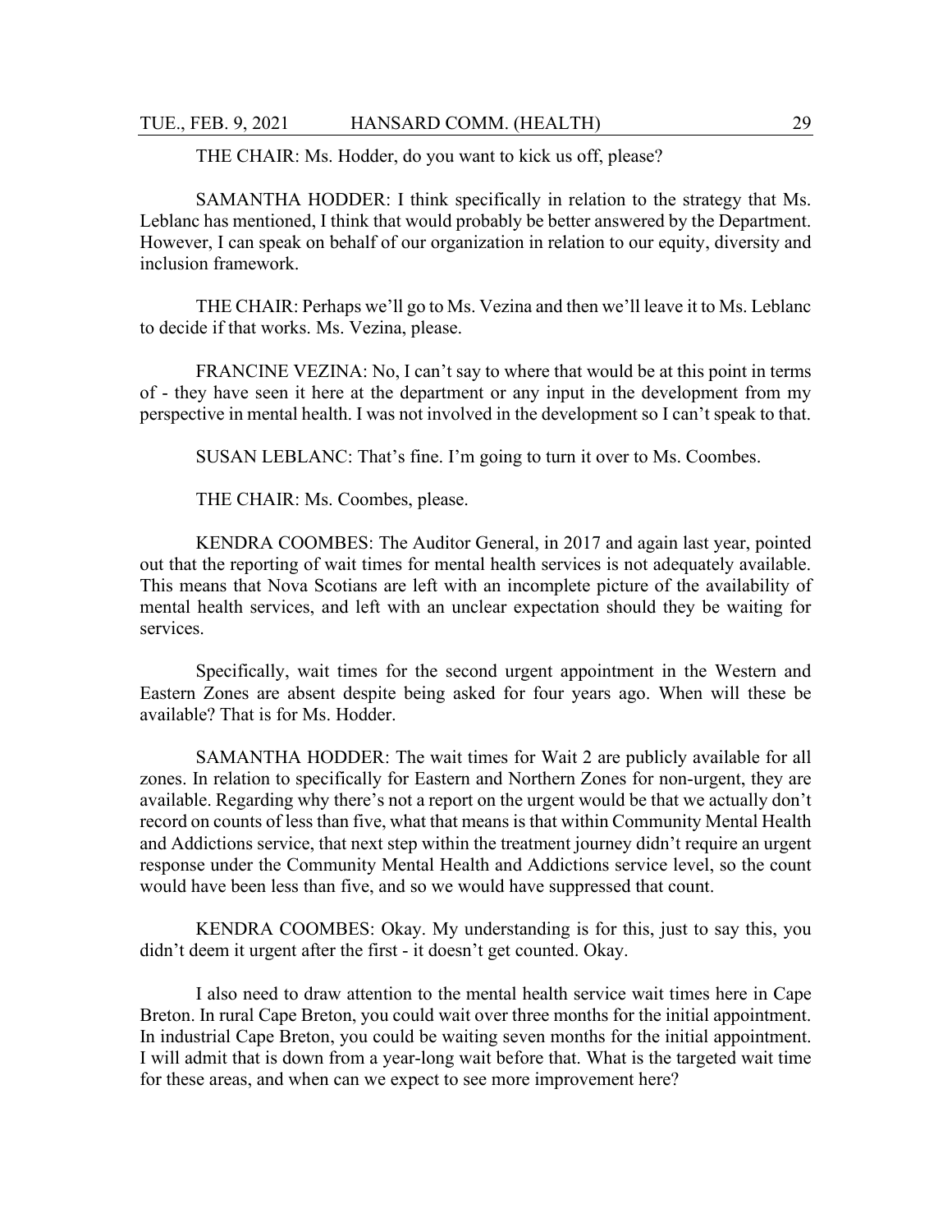THE CHAIR: Ms. Hodder, do you want to kick us off, please?

SAMANTHA HODDER: I think specifically in relation to the strategy that Ms. Leblanc has mentioned, I think that would probably be better answered by the Department. However, I can speak on behalf of our organization in relation to our equity, diversity and inclusion framework.

THE CHAIR: Perhaps we'll go to Ms. Vezina and then we'll leave it to Ms. Leblanc to decide if that works. Ms. Vezina, please.

FRANCINE VEZINA: No, I can't say to where that would be at this point in terms of - they have seen it here at the department or any input in the development from my perspective in mental health. I was not involved in the development so I can't speak to that.

SUSAN LEBLANC: That's fine. I'm going to turn it over to Ms. Coombes.

THE CHAIR: Ms. Coombes, please.

KENDRA COOMBES: The Auditor General, in 2017 and again last year, pointed out that the reporting of wait times for mental health services is not adequately available. This means that Nova Scotians are left with an incomplete picture of the availability of mental health services, and left with an unclear expectation should they be waiting for services.

Specifically, wait times for the second urgent appointment in the Western and Eastern Zones are absent despite being asked for four years ago. When will these be available? That is for Ms. Hodder.

SAMANTHA HODDER: The wait times for Wait 2 are publicly available for all zones. In relation to specifically for Eastern and Northern Zones for non-urgent, they are available. Regarding why there's not a report on the urgent would be that we actually don't record on counts of less than five, what that means is that within Community Mental Health and Addictions service, that next step within the treatment journey didn't require an urgent response under the Community Mental Health and Addictions service level, so the count would have been less than five, and so we would have suppressed that count.

KENDRA COOMBES: Okay. My understanding is for this, just to say this, you didn't deem it urgent after the first - it doesn't get counted. Okay.

I also need to draw attention to the mental health service wait times here in Cape Breton. In rural Cape Breton, you could wait over three months for the initial appointment. In industrial Cape Breton, you could be waiting seven months for the initial appointment. I will admit that is down from a year-long wait before that. What is the targeted wait time for these areas, and when can we expect to see more improvement here?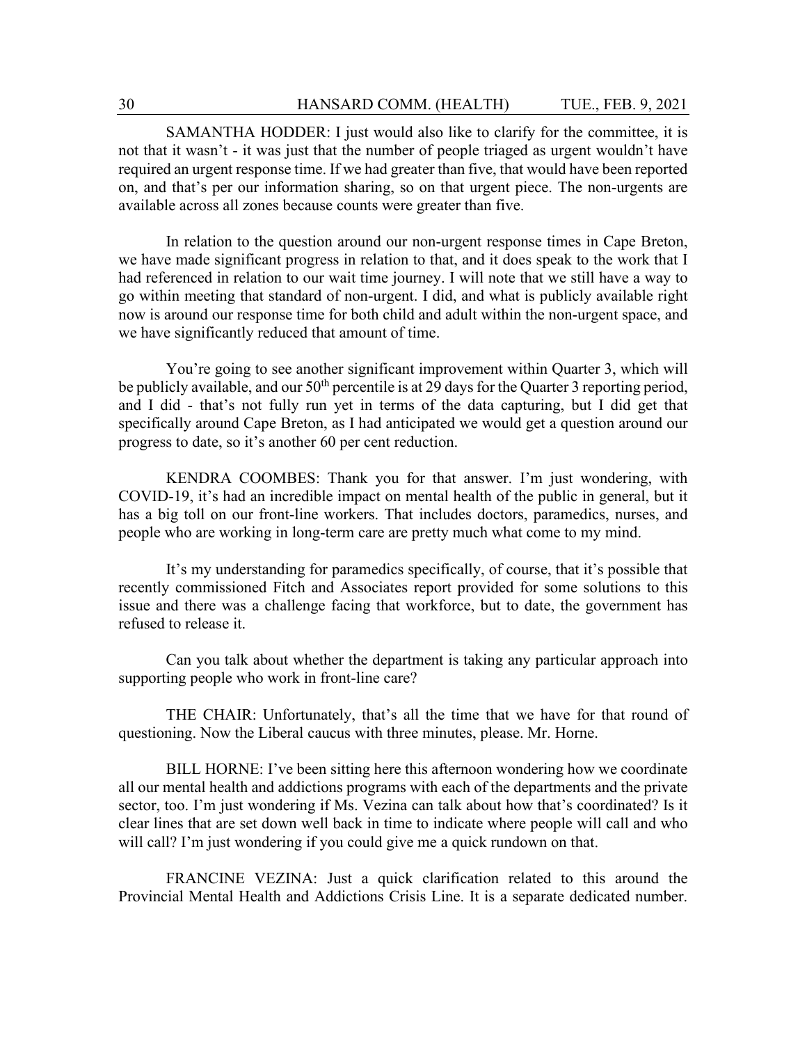SAMANTHA HODDER: I just would also like to clarify for the committee, it is not that it wasn't - it was just that the number of people triaged as urgent wouldn't have required an urgent response time. If we had greater than five, that would have been reported on, and that's per our information sharing, so on that urgent piece. The non-urgents are available across all zones because counts were greater than five.

In relation to the question around our non-urgent response times in Cape Breton, we have made significant progress in relation to that, and it does speak to the work that I had referenced in relation to our wait time journey. I will note that we still have a way to go within meeting that standard of non-urgent. I did, and what is publicly available right now is around our response time for both child and adult within the non-urgent space, and we have significantly reduced that amount of time.

You're going to see another significant improvement within Quarter 3, which will be publicly available, and our 50th percentile is at 29 days for the Quarter 3 reporting period, and I did - that's not fully run yet in terms of the data capturing, but I did get that specifically around Cape Breton, as I had anticipated we would get a question around our progress to date, so it's another 60 per cent reduction.

KENDRA COOMBES: Thank you for that answer. I'm just wondering, with COVID-19, it's had an incredible impact on mental health of the public in general, but it has a big toll on our front-line workers. That includes doctors, paramedics, nurses, and people who are working in long-term care are pretty much what come to my mind.

It's my understanding for paramedics specifically, of course, that it's possible that recently commissioned Fitch and Associates report provided for some solutions to this issue and there was a challenge facing that workforce, but to date, the government has refused to release it.

Can you talk about whether the department is taking any particular approach into supporting people who work in front-line care?

THE CHAIR: Unfortunately, that's all the time that we have for that round of questioning. Now the Liberal caucus with three minutes, please. Mr. Horne.

BILL HORNE: I've been sitting here this afternoon wondering how we coordinate all our mental health and addictions programs with each of the departments and the private sector, too. I'm just wondering if Ms. Vezina can talk about how that's coordinated? Is it clear lines that are set down well back in time to indicate where people will call and who will call? I'm just wondering if you could give me a quick rundown on that.

FRANCINE VEZINA: Just a quick clarification related to this around the Provincial Mental Health and Addictions Crisis Line. It is a separate dedicated number.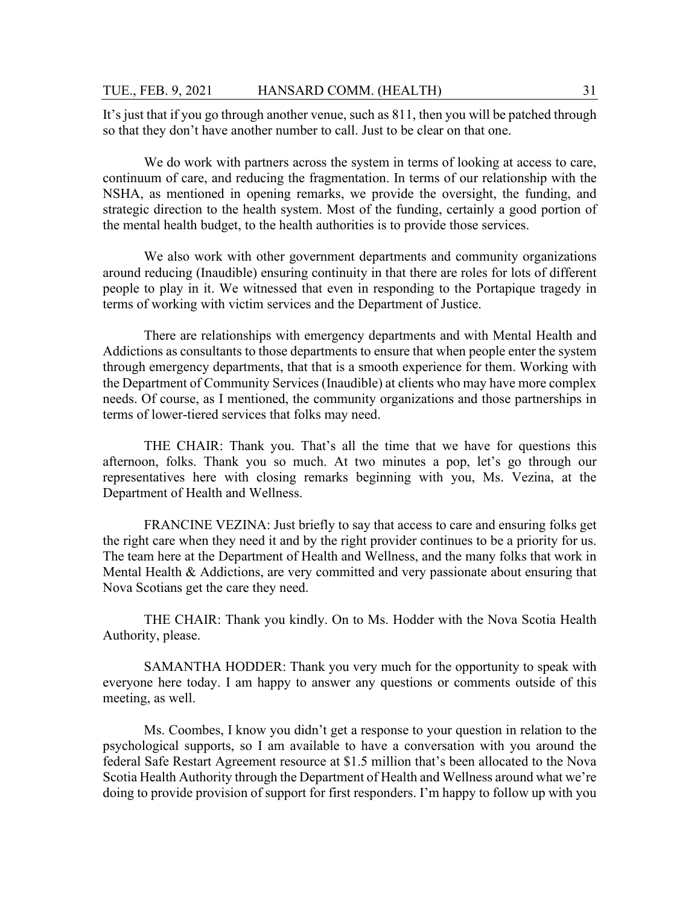It's just that if you go through another venue, such as 811, then you will be patched through so that they don't have another number to call. Just to be clear on that one.

We do work with partners across the system in terms of looking at access to care, continuum of care, and reducing the fragmentation. In terms of our relationship with the NSHA, as mentioned in opening remarks, we provide the oversight, the funding, and strategic direction to the health system. Most of the funding, certainly a good portion of the mental health budget, to the health authorities is to provide those services.

We also work with other government departments and community organizations around reducing (Inaudible) ensuring continuity in that there are roles for lots of different people to play in it. We witnessed that even in responding to the Portapique tragedy in terms of working with victim services and the Department of Justice.

There are relationships with emergency departments and with Mental Health and Addictions as consultants to those departments to ensure that when people enter the system through emergency departments, that that is a smooth experience for them. Working with the Department of Community Services (Inaudible) at clients who may have more complex needs. Of course, as I mentioned, the community organizations and those partnerships in terms of lower-tiered services that folks may need.

THE CHAIR: Thank you. That's all the time that we have for questions this afternoon, folks. Thank you so much. At two minutes a pop, let's go through our representatives here with closing remarks beginning with you, Ms. Vezina, at the Department of Health and Wellness.

FRANCINE VEZINA: Just briefly to say that access to care and ensuring folks get the right care when they need it and by the right provider continues to be a priority for us. The team here at the Department of Health and Wellness, and the many folks that work in Mental Health & Addictions, are very committed and very passionate about ensuring that Nova Scotians get the care they need.

THE CHAIR: Thank you kindly. On to Ms. Hodder with the Nova Scotia Health Authority, please.

SAMANTHA HODDER: Thank you very much for the opportunity to speak with everyone here today. I am happy to answer any questions or comments outside of this meeting, as well.

Ms. Coombes, I know you didn't get a response to your question in relation to the psychological supports, so I am available to have a conversation with you around the federal Safe Restart Agreement resource at $1.5 million that's been allocated to the Nova Scotia Health Authority through the Department of Health and Wellness around what we're doing to provide provision of support for first responders. I'm happy to follow up with you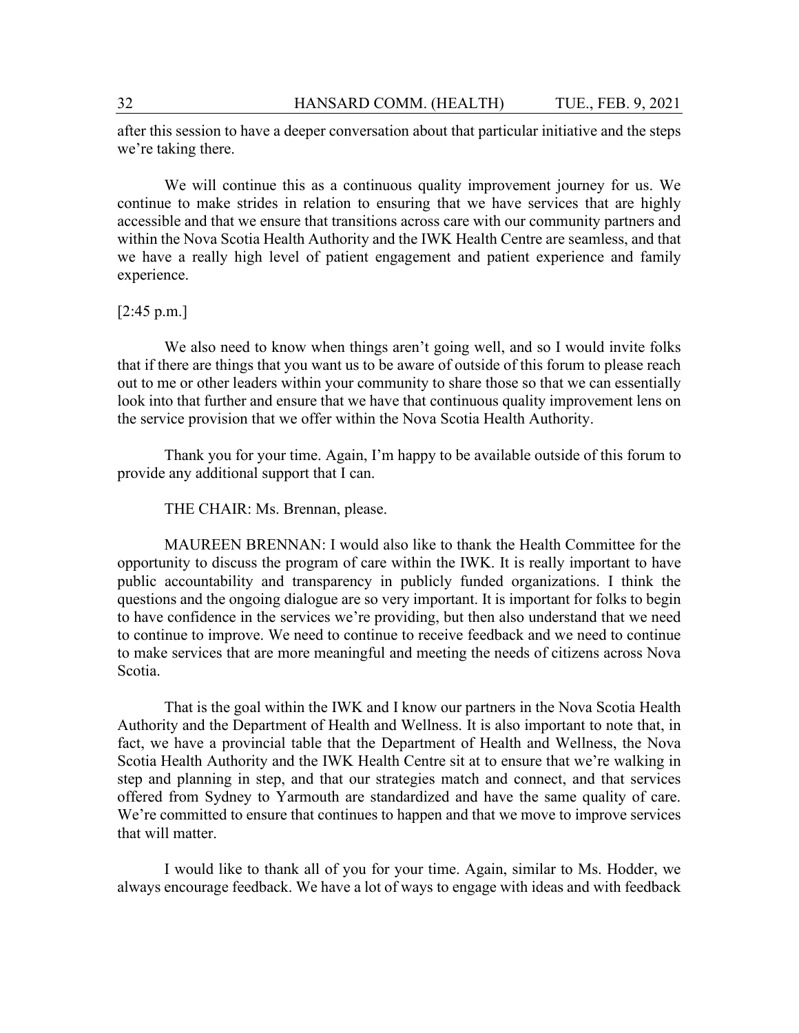after this session to have a deeper conversation about that particular initiative and the steps we're taking there.

We will continue this as a continuous quality improvement journey for us. We continue to make strides in relation to ensuring that we have services that are highly accessible and that we ensure that transitions across care with our community partners and within the Nova Scotia Health Authority and the IWK Health Centre are seamless, and that we have a really high level of patient engagement and patient experience and family experience.

[2:45 p.m.]

We also need to know when things aren't going well, and so I would invite folks that if there are things that you want us to be aware of outside of this forum to please reach out to me or other leaders within your community to share those so that we can essentially look into that further and ensure that we have that continuous quality improvement lens on the service provision that we offer within the Nova Scotia Health Authority.

Thank you for your time. Again, I'm happy to be available outside of this forum to provide any additional support that I can.

THE CHAIR: Ms. Brennan, please.

MAUREEN BRENNAN: I would also like to thank the Health Committee for the opportunity to discuss the program of care within the IWK. It is really important to have public accountability and transparency in publicly funded organizations. I think the questions and the ongoing dialogue are so very important. It is important for folks to begin to have confidence in the services we're providing, but then also understand that we need to continue to improve. We need to continue to receive feedback and we need to continue to make services that are more meaningful and meeting the needs of citizens across Nova Scotia.

That is the goal within the IWK and I know our partners in the Nova Scotia Health Authority and the Department of Health and Wellness. It is also important to note that, in fact, we have a provincial table that the Department of Health and Wellness, the Nova Scotia Health Authority and the IWK Health Centre sit at to ensure that we're walking in step and planning in step, and that our strategies match and connect, and that services offered from Sydney to Yarmouth are standardized and have the same quality of care. We're committed to ensure that continues to happen and that we move to improve services that will matter.

I would like to thank all of you for your time. Again, similar to Ms. Hodder, we always encourage feedback. We have a lot of ways to engage with ideas and with feedback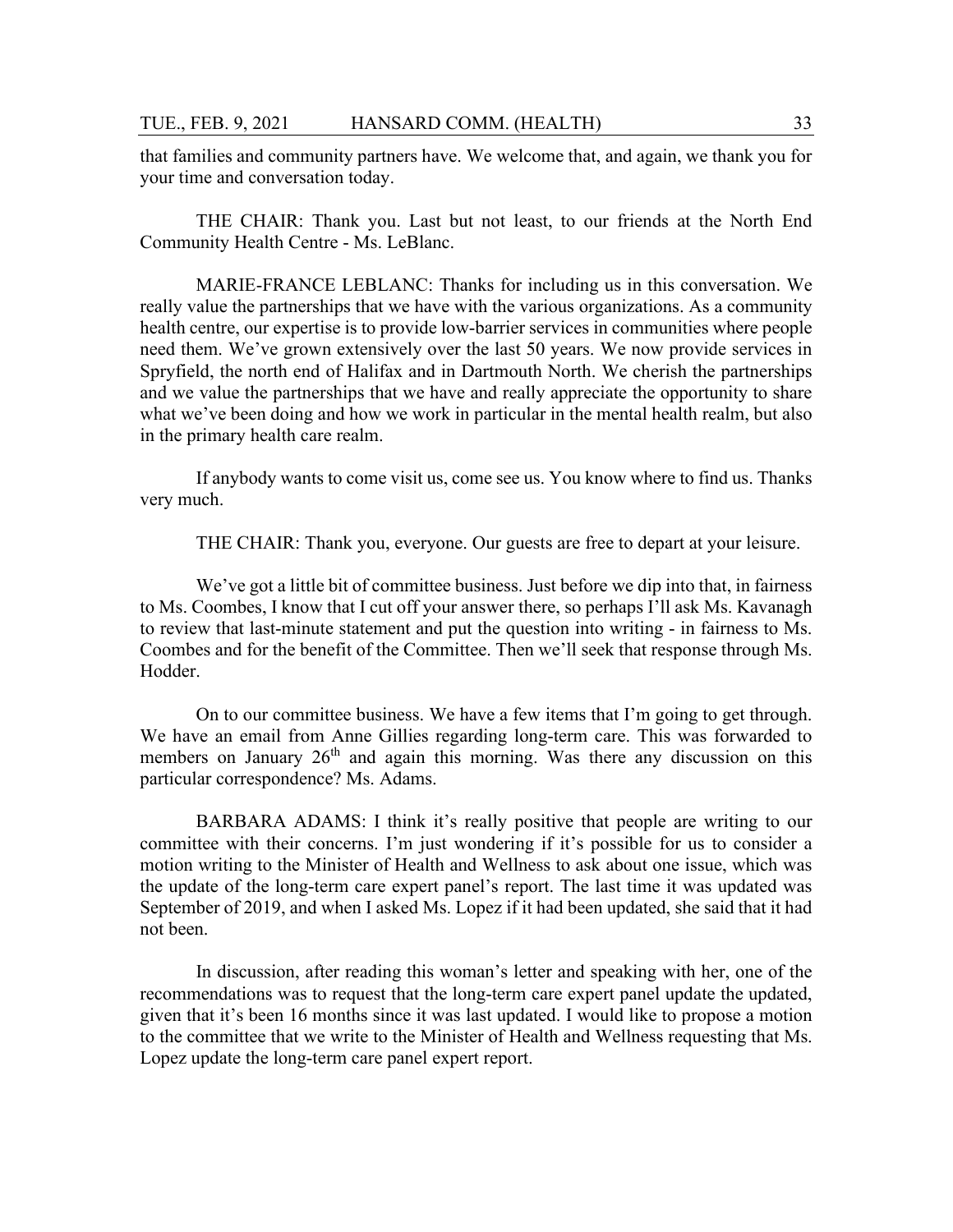that families and community partners have. We welcome that, and again, we thank you for your time and conversation today.

THE CHAIR: Thank you. Last but not least, to our friends at the North End Community Health Centre - Ms. LeBlanc.

MARIE-FRANCE LEBLANC: Thanks for including us in this conversation. We really value the partnerships that we have with the various organizations. As a community health centre, our expertise is to provide low-barrier services in communities where people need them. We've grown extensively over the last 50 years. We now provide services in Spryfield, the north end of Halifax and in Dartmouth North. We cherish the partnerships and we value the partnerships that we have and really appreciate the opportunity to share what we've been doing and how we work in particular in the mental health realm, but also in the primary health care realm.

If anybody wants to come visit us, come see us. You know where to find us. Thanks very much.

THE CHAIR: Thank you, everyone. Our guests are free to depart at your leisure.

We've got a little bit of committee business. Just before we dip into that, in fairness to Ms. Coombes, I know that I cut off your answer there, so perhaps I'll ask Ms. Kavanagh to review that last-minute statement and put the question into writing - in fairness to Ms. Coombes and for the benefit of the Committee. Then we'll seek that response through Ms. Hodder.

On to our committee business. We have a few items that I'm going to get through. We have an email from Anne Gillies regarding long-term care. This was forwarded to members on January 26th and again this morning. Was there any discussion on this particular correspondence? Ms. Adams.

BARBARA ADAMS: I think it's really positive that people are writing to our committee with their concerns. I'm just wondering if it's possible for us to consider a motion writing to the Minister of Health and Wellness to ask about one issue, which was the update of the long-term care expert panel's report. The last time it was updated was September of 2019, and when I asked Ms. Lopez if it had been updated, she said that it had not been.

In discussion, after reading this woman's letter and speaking with her, one of the recommendations was to request that the long-term care expert panel update the updated, given that it's been 16 months since it was last updated. I would like to propose a motion to the committee that we write to the Minister of Health and Wellness requesting that Ms. Lopez update the long-term care panel expert report.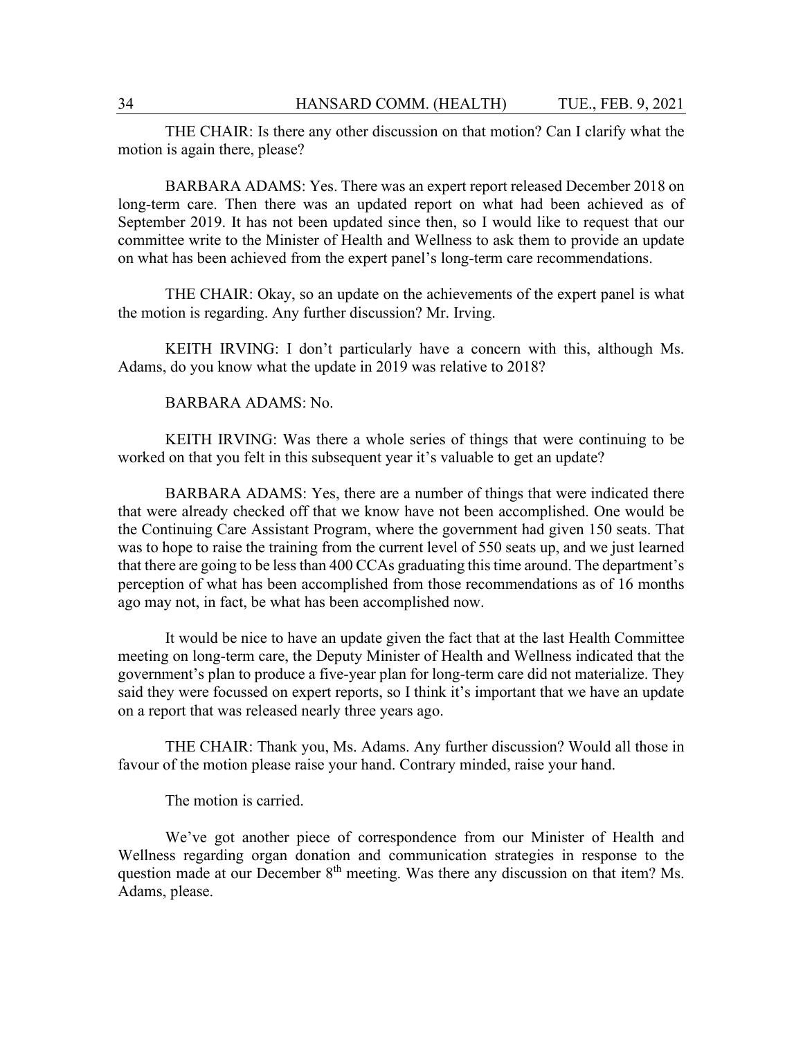THE CHAIR: Is there any other discussion on that motion? Can I clarify what the motion is again there, please?

BARBARA ADAMS: Yes. There was an expert report released December 2018 on long-term care. Then there was an updated report on what had been achieved as of September 2019. It has not been updated since then, so I would like to request that our committee write to the Minister of Health and Wellness to ask them to provide an update on what has been achieved from the expert panel's long-term care recommendations.

THE CHAIR: Okay, so an update on the achievements of the expert panel is what the motion is regarding. Any further discussion? Mr. Irving.

KEITH IRVING: I don't particularly have a concern with this, although Ms. Adams, do you know what the update in 2019 was relative to 2018?

BARBARA ADAMS: No.

KEITH IRVING: Was there a whole series of things that were continuing to be worked on that you felt in this subsequent year it's valuable to get an update?

BARBARA ADAMS: Yes, there are a number of things that were indicated there that were already checked off that we know have not been accomplished. One would be the Continuing Care Assistant Program, where the government had given 150 seats. That was to hope to raise the training from the current level of 550 seats up, and we just learned that there are going to be less than 400 CCAs graduating this time around. The department's perception of what has been accomplished from those recommendations as of 16 months ago may not, in fact, be what has been accomplished now.

It would be nice to have an update given the fact that at the last Health Committee meeting on long-term care, the Deputy Minister of Health and Wellness indicated that the government's plan to produce a five-year plan for long-term care did not materialize. They said they were focussed on expert reports, so I think it's important that we have an update on a report that was released nearly three years ago.

THE CHAIR: Thank you, Ms. Adams. Any further discussion? Would all those in favour of the motion please raise your hand. Contrary minded, raise your hand.

The motion is carried.

We've got another piece of correspondence from our Minister of Health and Wellness regarding organ donation and communication strategies in response to the question made at our December 8th meeting. Was there any discussion on that item? Ms. Adams, please.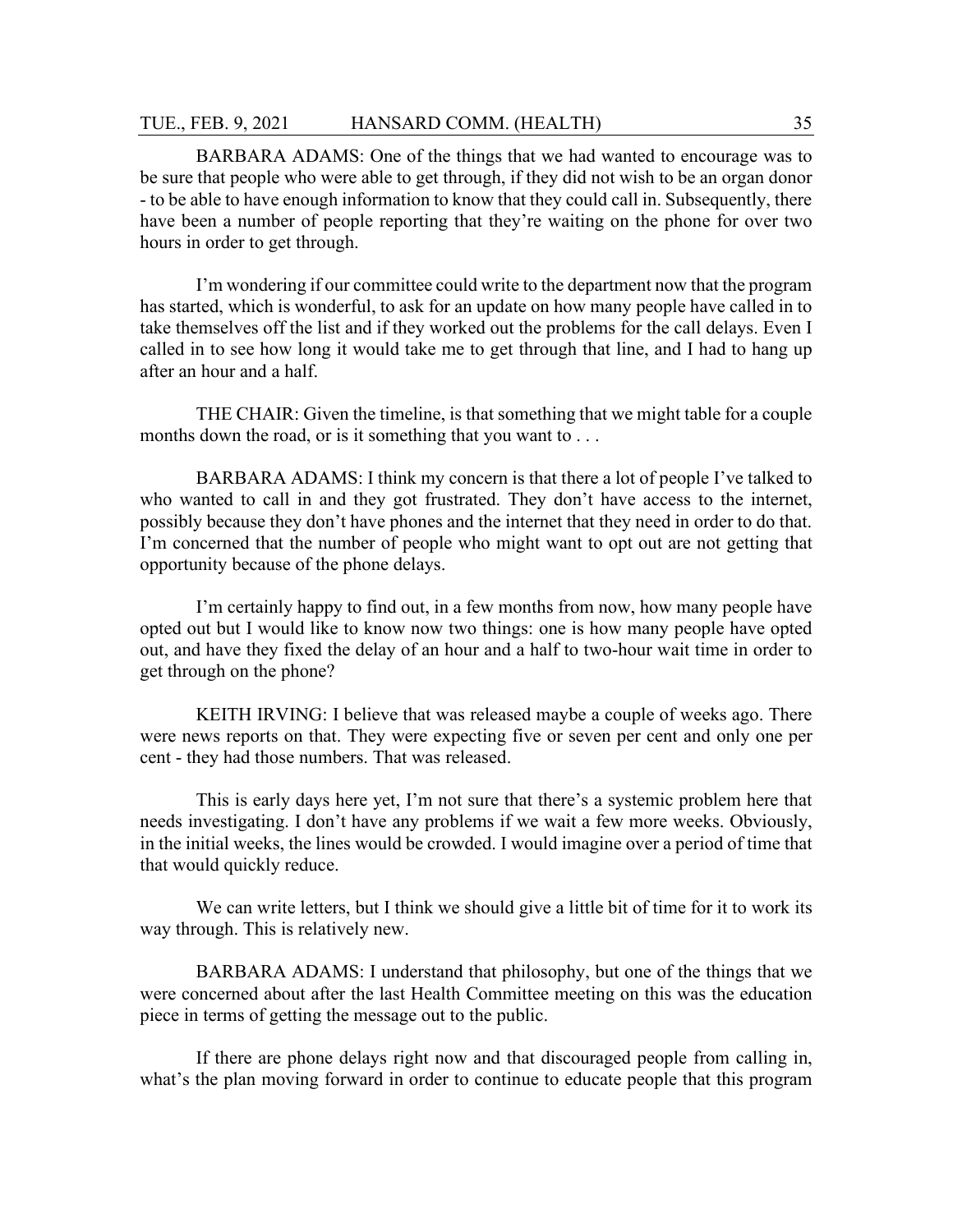BARBARA ADAMS: One of the things that we had wanted to encourage was to be sure that people who were able to get through, if they did not wish to be an organ donor - to be able to have enough information to know that they could call in. Subsequently, there have been a number of people reporting that they're waiting on the phone for over two hours in order to get through.

I'm wondering if our committee could write to the department now that the program has started, which is wonderful, to ask for an update on how many people have called in to take themselves off the list and if they worked out the problems for the call delays. Even I called in to see how long it would take me to get through that line, and I had to hang up after an hour and a half.

THE CHAIR: Given the timeline, is that something that we might table for a couple months down the road, or is it something that you want to . . .

BARBARA ADAMS: I think my concern is that there a lot of people I've talked to who wanted to call in and they got frustrated. They don't have access to the internet, possibly because they don't have phones and the internet that they need in order to do that. I'm concerned that the number of people who might want to opt out are not getting that opportunity because of the phone delays.

I'm certainly happy to find out, in a few months from now, how many people have opted out but I would like to know now two things: one is how many people have opted out, and have they fixed the delay of an hour and a half to two-hour wait time in order to get through on the phone?

KEITH IRVING: I believe that was released maybe a couple of weeks ago. There were news reports on that. They were expecting five or seven per cent and only one per cent - they had those numbers. That was released.

This is early days here yet, I'm not sure that there's a systemic problem here that needs investigating. I don't have any problems if we wait a few more weeks. Obviously, in the initial weeks, the lines would be crowded. I would imagine over a period of time that that would quickly reduce.

We can write letters, but I think we should give a little bit of time for it to work its way through. This is relatively new.

BARBARA ADAMS: I understand that philosophy, but one of the things that we were concerned about after the last Health Committee meeting on this was the education piece in terms of getting the message out to the public.

If there are phone delays right now and that discouraged people from calling in, what's the plan moving forward in order to continue to educate people that this program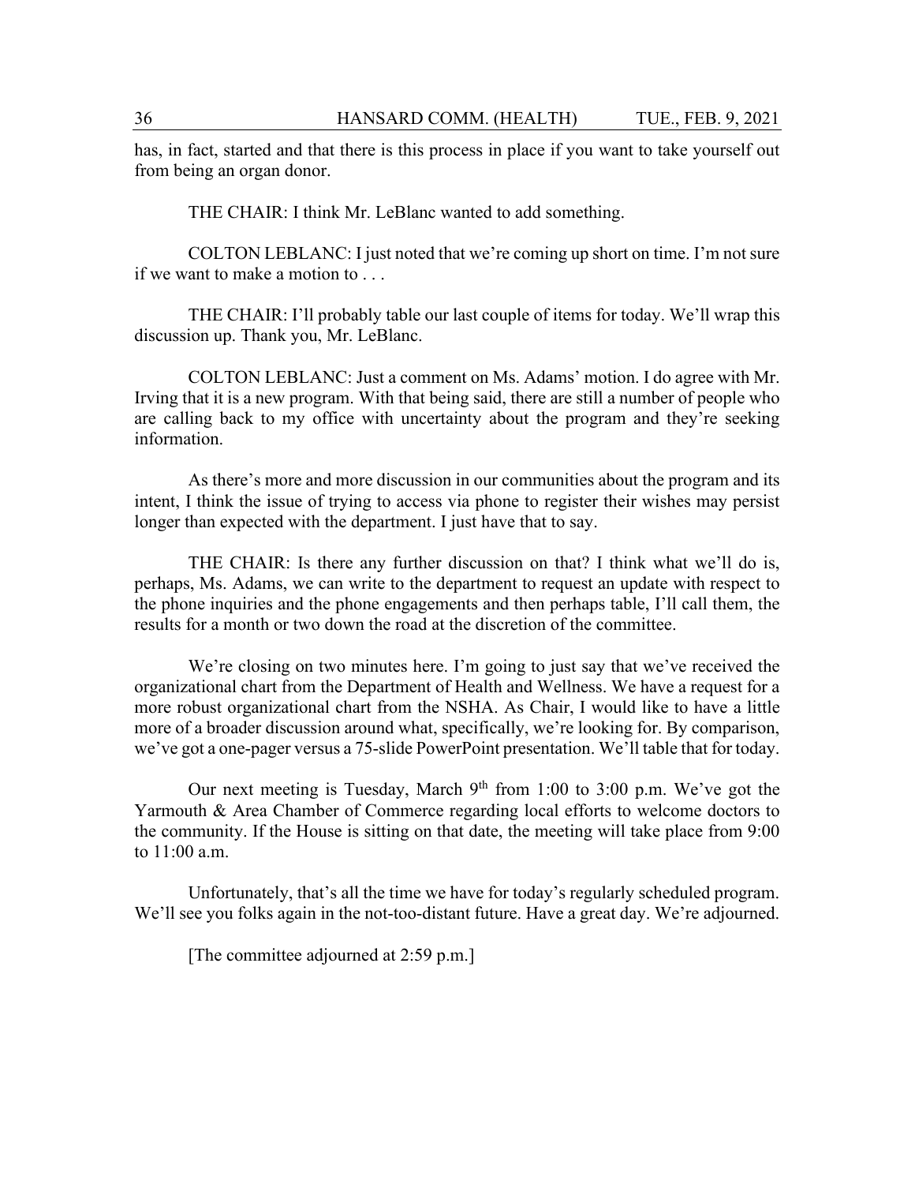has, in fact, started and that there is this process in place if you want to take yourself out from being an organ donor.

THE CHAIR: I think Mr. LeBlanc wanted to add something.

COLTON LEBLANC: I just noted that we're coming up short on time. I'm not sure if we want to make a motion to . . .

THE CHAIR: I'll probably table our last couple of items for today. We'll wrap this discussion up. Thank you, Mr. LeBlanc.

COLTON LEBLANC: Just a comment on Ms. Adams' motion. I do agree with Mr. Irving that it is a new program. With that being said, there are still a number of people who are calling back to my office with uncertainty about the program and they're seeking information.

As there's more and more discussion in our communities about the program and its intent, I think the issue of trying to access via phone to register their wishes may persist longer than expected with the department. I just have that to say.

THE CHAIR: Is there any further discussion on that? I think what we'll do is, perhaps, Ms. Adams, we can write to the department to request an update with respect to the phone inquiries and the phone engagements and then perhaps table, I'll call them, the results for a month or two down the road at the discretion of the committee.

We're closing on two minutes here. I'm going to just say that we've received the organizational chart from the Department of Health and Wellness. We have a request for a more robust organizational chart from the NSHA. As Chair, I would like to have a little more of a broader discussion around what, specifically, we're looking for. By comparison, we've got a one-pager versus a 75-slide PowerPoint presentation. We'll table that for today.

Our next meeting is Tuesday, March 9th from 1:00 to 3:00 p.m. We've got the Yarmouth & Area Chamber of Commerce regarding local efforts to welcome doctors to the community. If the House is sitting on that date, the meeting will take place from 9:00 to 11:00 a.m.

Unfortunately, that's all the time we have for today's regularly scheduled program. We'll see you folks again in the not-too-distant future. Have a great day. We're adjourned.

[The committee adjourned at 2:59 p.m.]